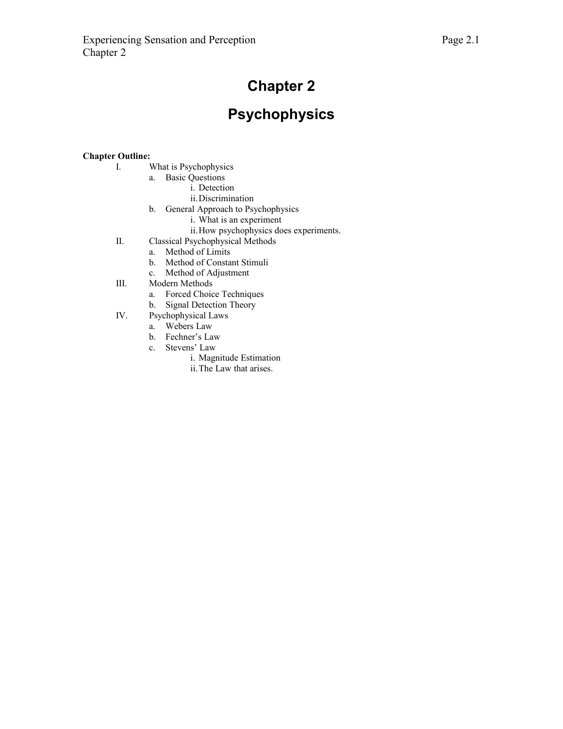# Chapter 2

# Psychophysics

**Chapter Outline:**

- I. What is Psychophysics
  - a. Basic Questions
    - i. Detection
    - ii. Discrimination
  - b. General Approach to Psychophysics
    - i. What is an experiment
    - ii. How psychophysics does experiments.
- II. Classical Psychophysical Methods
  - a. Method of Limits
  - b. Method of Constant Stimuli
  - c. Method of Adjustment
- III. Modern Methods
  - a. Forced Choice Techniques
  - b. Signal Detection Theory
- IV. Psychophysical Laws
  - a. Webers Law
  - b. Fechner's Law
  - c. Stevens' Law
    - i. Magnitude Estimation
    - ii. The Law that arises.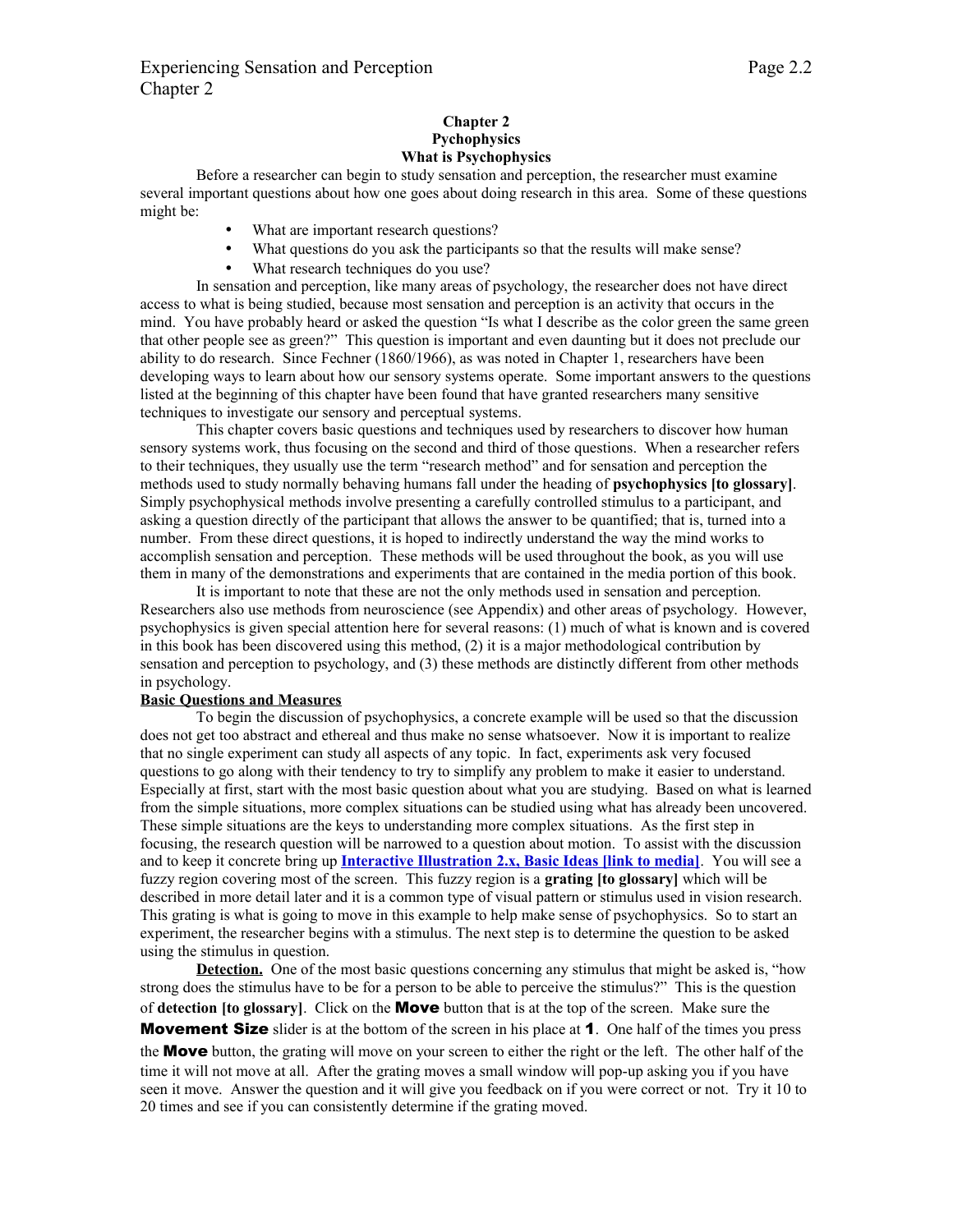# Chapter 2
## Pychophysics
### What is Psychophysics

Before a researcher can begin to study sensation and perception, the researcher must examine several important questions about how one goes about doing research in this area. Some of these questions might be:

- What are important research questions?
- What questions do you ask the participants so that the results will make sense?
- What research techniques do you use?

In sensation and perception, like many areas of psychology, the researcher does not have direct access to what is being studied, because most sensation and perception is an activity that occurs in the mind. You have probably heard or asked the question "Is what I describe as the color green the same green that other people see as green?" This question is important and even daunting but it does not preclude our ability to do research. Since Fechner (1860/1966), as was noted in Chapter 1, researchers have been developing ways to learn about how our sensory systems operate. Some important answers to the questions listed at the beginning of this chapter have been found that have granted researchers many sensitive techniques to investigate our sensory and perceptual systems.

This chapter covers basic questions and techniques used by researchers to discover how human sensory systems work, thus focusing on the second and third of those questions. When a researcher refers to their techniques, they usually use the term "research method" and for sensation and perception the methods used to study normally behaving humans fall under the heading of **psychophysics [to glossary]**. Simply psychophysical methods involve presenting a carefully controlled stimulus to a participant, and asking a question directly of the participant that allows the answer to be quantified; that is, turned into a number. From these direct questions, it is hoped to indirectly understand the way the mind works to accomplish sensation and perception. These methods will be used throughout the book, as you will use them in many of the demonstrations and experiments that are contained in the media portion of this book.

It is important to note that these are not the only methods used in sensation and perception. Researchers also use methods from neuroscience (see Appendix) and other areas of psychology. However, psychophysics is given special attention here for several reasons: (1) much of what is known and is covered in this book has been discovered using this method, (2) it is a major methodological contribution by sensation and perception to psychology, and (3) these methods are distinctly different from other methods in psychology.

**Basic Questions and Measures**

To begin the discussion of psychophysics, a concrete example will be used so that the discussion does not get too abstract and ethereal and thus make no sense whatsoever. Now it is important to realize that no single experiment can study all aspects of any topic. In fact, experiments ask very focused questions to go along with their tendency to try to simplify any problem to make it easier to understand. Especially at first, start with the most basic question about what you are studying. Based on what is learned from the simple situations, more complex situations can be studied using what has already been uncovered. These simple situations are the keys to understanding more complex situations. As the first step in focusing, the research question will be narrowed to a question about motion. To assist with the discussion and to keep it concrete bring up **Interactive Illustration 2.x, Basic Ideas [link to media]**. You will see a fuzzy region covering most of the screen. This fuzzy region is a **grating [to glossary]** which will be described in more detail later and it is a common type of visual pattern or stimulus used in vision research. This grating is what is going to move in this example to help make sense of psychophysics. So to start an experiment, the researcher begins with a stimulus. The next step is to determine the question to be asked using the stimulus in question.

**Detection.** One of the most basic questions concerning any stimulus that might be asked is, "how strong does the stimulus have to be for a person to be able to perceive the stimulus?" This is the question of **detection [to glossary]**. Click on the **Move** button that is at the top of the screen. Make sure the **Movement Size** slider is at the bottom of the screen in his place at **1**. One half of the times you press the **Move** button, the grating will move on your screen to either the right or the left. The other half of the time it will not move at all. After the grating moves a small window will pop-up asking you if you have seen it move. Answer the question and it will give you feedback on if you were correct or not. Try it 10 to 20 times and see if you can consistently determine if the grating moved.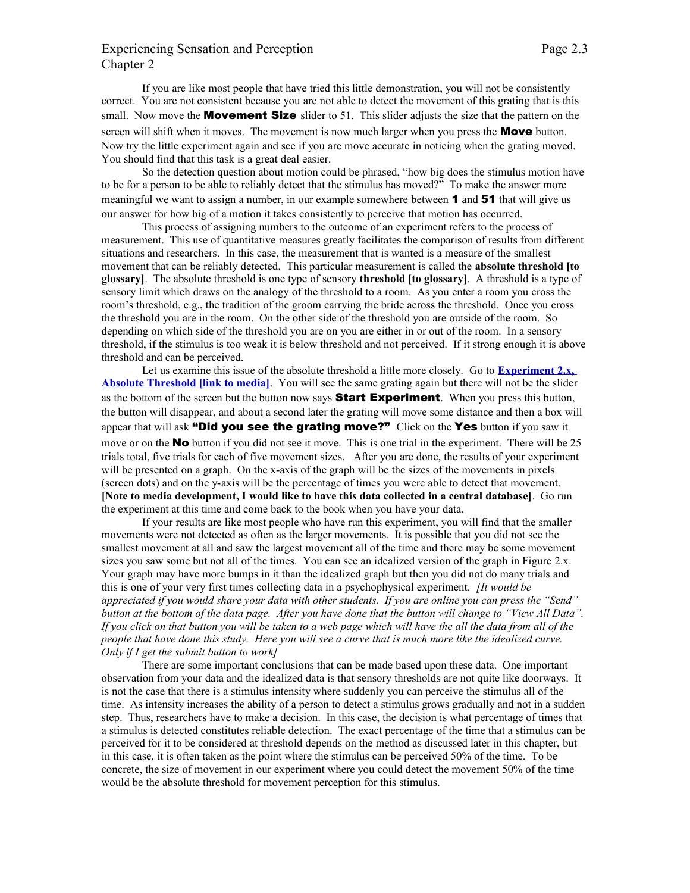If you are like most people that have tried this little demonstration, you will not be consistently correct. You are not consistent because you are not able to detect the movement of this grating that is this small. Now move the **Movement Size** slider to 51. This slider adjusts the size that the pattern on the screen will shift when it moves. The movement is now much larger when you press the **Move** button. Now try the little experiment again and see if you are move accurate in noticing when the grating moved. You should find that this task is a great deal easier.

So the detection question about motion could be phrased, "how big does the stimulus motion have to be for a person to be able to reliably detect that the stimulus has moved?" To make the answer more meaningful we want to assign a number, in our example somewhere between **1** and **51** that will give us our answer for how big of a motion it takes consistently to perceive that motion has occurred.

This process of assigning numbers to the outcome of an experiment refers to the process of measurement. This use of quantitative measures greatly facilitates the comparison of results from different situations and researchers. In this case, the measurement that is wanted is a measure of the smallest movement that can be reliably detected. This particular measurement is called the **absolute threshold [to glossary]**. The absolute threshold is one type of sensory **threshold [to glossary]**. A threshold is a type of sensory limit which draws on the analogy of the threshold to a room. As you enter a room you cross the room's threshold, e.g., the tradition of the groom carrying the bride across the threshold. Once you cross the threshold you are in the room. On the other side of the threshold you are outside of the room. So depending on which side of the threshold you are on you are either in or out of the room. In a sensory threshold, if the stimulus is too weak it is below threshold and not perceived. If it strong enough it is above threshold and can be perceived.

Let us examine this issue of the absolute threshold a little more closely. Go to **Experiment 2.x, Absolute Threshold [link to media]**. You will see the same grating again but there will not be the slider as the bottom of the screen but the button now says **Start Experiment**. When you press this button, the button will disappear, and about a second later the grating will move some distance and then a box will appear that will ask **"Did you see the grating move?"** Click on the **Yes** button if you saw it move or on the **No** button if you did not see it move. This is one trial in the experiment. There will be 25 trials total, five trials for each of five movement sizes. After you are done, the results of your experiment will be presented on a graph. On the x-axis of the graph will be the sizes of the movements in pixels (screen dots) and on the y-axis will be the percentage of times you were able to detect that movement. **[Note to media development, I would like to have this data collected in a central database]**. Go run the experiment at this time and come back to the book when you have your data.

If your results are like most people who have run this experiment, you will find that the smaller movements were not detected as often as the larger movements. It is possible that you did not see the smallest movement at all and saw the largest movement all of the time and there may be some movement sizes you saw some but not all of the times. You can see an idealized version of the graph in Figure 2.x. Your graph may have more bumps in it than the idealized graph but then you did not do many trials and this is one of your very first times collecting data in a psychophysical experiment. *[It would be appreciated if you would share your data with other students. If you are online you can press the "Send" button at the bottom of the data page. After you have done that the button will change to "View All Data". If you click on that button you will be taken to a web page which will have the all the data from all of the people that have done this study. Here you will see a curve that is much more like the idealized curve. Only if I get the submit button to work]*

There are some important conclusions that can be made based upon these data. One important observation from your data and the idealized data is that sensory thresholds are not quite like doorways. It is not the case that there is a stimulus intensity where suddenly you can perceive the stimulus all of the time. As intensity increases the ability of a person to detect a stimulus grows gradually and not in a sudden step. Thus, researchers have to make a decision. In this case, the decision is what percentage of times that a stimulus is detected constitutes reliable detection. The exact percentage of the time that a stimulus can be perceived for it to be considered at threshold depends on the method as discussed later in this chapter, but in this case, it is often taken as the point where the stimulus can be perceived 50% of the time. To be concrete, the size of movement in our experiment where you could detect the movement 50% of the time would be the absolute threshold for movement perception for this stimulus.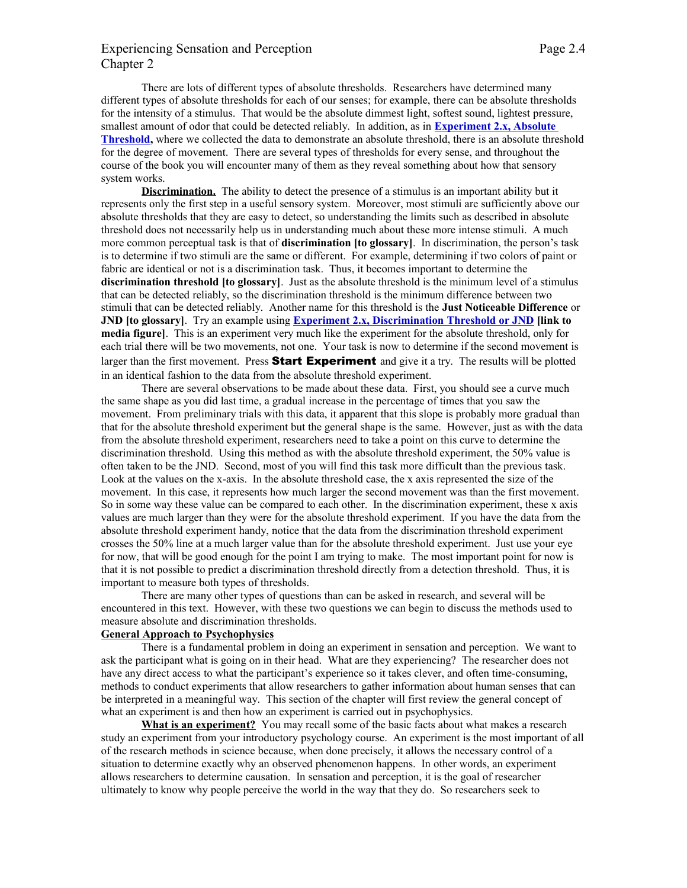There are lots of different types of absolute thresholds. Researchers have determined many different types of absolute thresholds for each of our senses; for example, there can be absolute thresholds for the intensity of a stimulus. That would be the absolute dimmest light, softest sound, lightest pressure, smallest amount of odor that could be detected reliably. In addition, as in **Experiment 2.x, Absolute Threshold,** where we collected the data to demonstrate an absolute threshold, there is an absolute threshold for the degree of movement. There are several types of thresholds for every sense, and throughout the course of the book you will encounter many of them as they reveal something about how that sensory system works.

**Discrimination.** The ability to detect the presence of a stimulus is an important ability but it represents only the first step in a useful sensory system. Moreover, most stimuli are sufficiently above our absolute thresholds that they are easy to detect, so understanding the limits such as described in absolute threshold does not necessarily help us in understanding much about these more intense stimuli. A much more common perceptual task is that of **discrimination [to glossary]**. In discrimination, the person's task is to determine if two stimuli are the same or different. For example, determining if two colors of paint or fabric are identical or not is a discrimination task. Thus, it becomes important to determine the **discrimination threshold [to glossary]**. Just as the absolute threshold is the minimum level of a stimulus that can be detected reliably, so the discrimination threshold is the minimum difference between two stimuli that can be detected reliably. Another name for this threshold is the **Just Noticeable Difference** or **JND [to glossary]**. Try an example using **Experiment 2.x, Discrimination Threshold or JND [link to media figure]**. This is an experiment very much like the experiment for the absolute threshold, only for each trial there will be two movements, not one. Your task is now to determine if the second movement is larger than the first movement. Press **Start Experiment** and give it a try. The results will be plotted in an identical fashion to the data from the absolute threshold experiment.

There are several observations to be made about these data. First, you should see a curve much the same shape as you did last time, a gradual increase in the percentage of times that you saw the movement. From preliminary trials with this data, it apparent that this slope is probably more gradual than that for the absolute threshold experiment but the general shape is the same. However, just as with the data from the absolute threshold experiment, researchers need to take a point on this curve to determine the discrimination threshold. Using this method as with the absolute threshold experiment, the 50% value is often taken to be the JND. Second, most of you will find this task more difficult than the previous task. Look at the values on the x-axis. In the absolute threshold case, the x axis represented the size of the movement. In this case, it represents how much larger the second movement was than the first movement. So in some way these value can be compared to each other. In the discrimination experiment, these x axis values are much larger than they were for the absolute threshold experiment. If you have the data from the absolute threshold experiment handy, notice that the data from the discrimination threshold experiment crosses the 50% line at a much larger value than for the absolute threshold experiment. Just use your eye for now, that will be good enough for the point I am trying to make. The most important point for now is that it is not possible to predict a discrimination threshold directly from a detection threshold. Thus, it is important to measure both types of thresholds.

There are many other types of questions than can be asked in research, and several will be encountered in this text. However, with these two questions we can begin to discuss the methods used to measure absolute and discrimination thresholds.

## General Approach to Psychophysics

There is a fundamental problem in doing an experiment in sensation and perception. We want to ask the participant what is going on in their head. What are they experiencing? The researcher does not have any direct access to what the participant's experience so it takes clever, and often time-consuming, methods to conduct experiments that allow researchers to gather information about human senses that can be interpreted in a meaningful way. This section of the chapter will first review the general concept of what an experiment is and then how an experiment is carried out in psychophysics.

**What is an experiment?** You may recall some of the basic facts about what makes a research study an experiment from your introductory psychology course. An experiment is the most important of all of the research methods in science because, when done precisely, it allows the necessary control of a situation to determine exactly why an observed phenomenon happens. In other words, an experiment allows researchers to determine causation. In sensation and perception, it is the goal of researcher ultimately to know why people perceive the world in the way that they do. So researchers seek to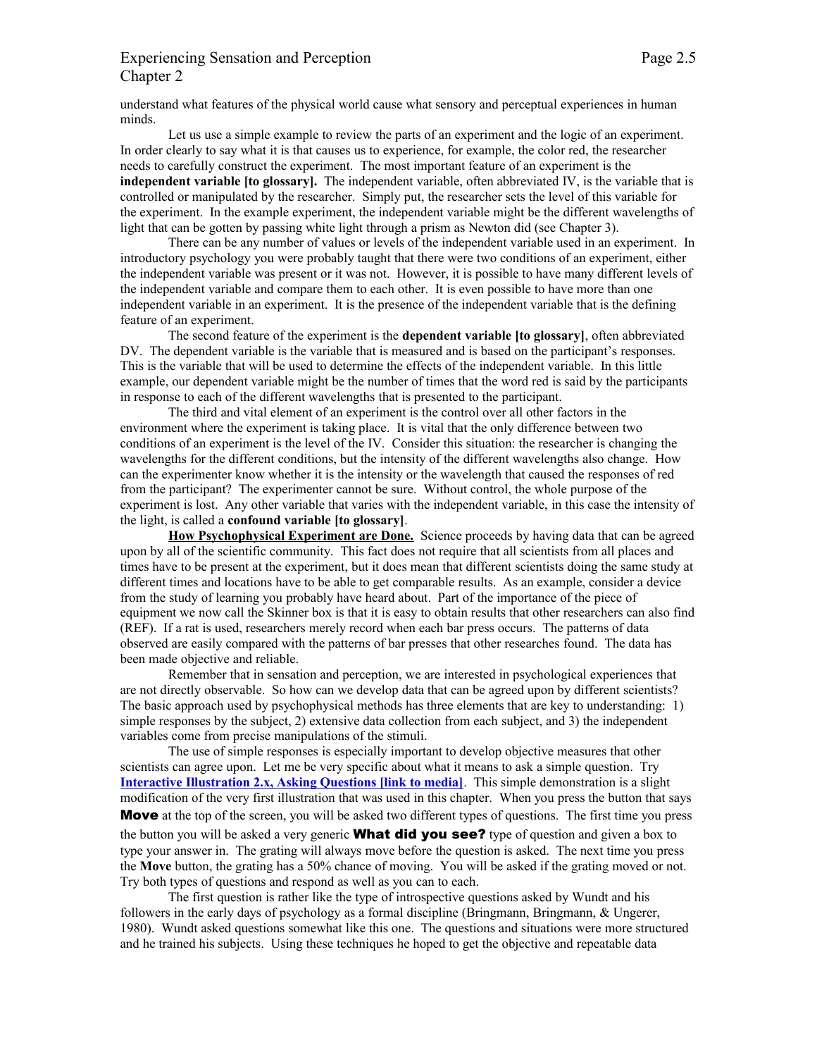understand what features of the physical world cause what sensory and perceptual experiences in human minds.

Let us use a simple example to review the parts of an experiment and the logic of an experiment. In order clearly to say what it is that causes us to experience, for example, the color red, the researcher needs to carefully construct the experiment. The most important feature of an experiment is the **independent variable [to glossary].** The independent variable, often abbreviated IV, is the variable that is controlled or manipulated by the researcher. Simply put, the researcher sets the level of this variable for the experiment. In the example experiment, the independent variable might be the different wavelengths of light that can be gotten by passing white light through a prism as Newton did (see Chapter 3).

There can be any number of values or levels of the independent variable used in an experiment. In introductory psychology you were probably taught that there were two conditions of an experiment, either the independent variable was present or it was not. However, it is possible to have many different levels of the independent variable and compare them to each other. It is even possible to have more than one independent variable in an experiment. It is the presence of the independent variable that is the defining feature of an experiment.

The second feature of the experiment is the **dependent variable [to glossary]**, often abbreviated DV. The dependent variable is the variable that is measured and is based on the participant's responses. This is the variable that will be used to determine the effects of the independent variable. In this little example, our dependent variable might be the number of times that the word red is said by the participants in response to each of the different wavelengths that is presented to the participant.

The third and vital element of an experiment is the control over all other factors in the environment where the experiment is taking place. It is vital that the only difference between two conditions of an experiment is the level of the IV. Consider this situation: the researcher is changing the wavelengths for the different conditions, but the intensity of the different wavelengths also change. How can the experimenter know whether it is the intensity or the wavelength that caused the responses of red from the participant? The experimenter cannot be sure. Without control, the whole purpose of the experiment is lost. Any other variable that varies with the independent variable, in this case the intensity of the light, is called a **confound variable [to glossary]**.

**How Psychophysical Experiment are Done.** Science proceeds by having data that can be agreed upon by all of the scientific community. This fact does not require that all scientists from all places and times have to be present at the experiment, but it does mean that different scientists doing the same study at different times and locations have to be able to get comparable results. As an example, consider a device from the study of learning you probably have heard about. Part of the importance of the piece of equipment we now call the Skinner box is that it is easy to obtain results that other researchers can also find (REF). If a rat is used, researchers merely record when each bar press occurs. The patterns of data observed are easily compared with the patterns of bar presses that other researches found. The data has been made objective and reliable.

Remember that in sensation and perception, we are interested in psychological experiences that are not directly observable. So how can we develop data that can be agreed upon by different scientists? The basic approach used by psychophysical methods has three elements that are key to understanding: 1) simple responses by the subject, 2) extensive data collection from each subject, and 3) the independent variables come from precise manipulations of the stimuli.

The use of simple responses is especially important to develop objective measures that other scientists can agree upon. Let me be very specific about what it means to ask a simple question. Try **Interactive Illustration 2.x, Asking Questions [link to media]**. This simple demonstration is a slight modification of the very first illustration that was used in this chapter. When you press the button that says **Move** at the top of the screen, you will be asked two different types of questions. The first time you press the button you will be asked a very generic **What did you see?** type of question and given a box to type your answer in. The grating will always move before the question is asked. The next time you press the **Move** button, the grating has a 50% chance of moving. You will be asked if the grating moved or not. Try both types of questions and respond as well as you can to each.

The first question is rather like the type of introspective questions asked by Wundt and his followers in the early days of psychology as a formal discipline (Bringmann, Bringmann, & Ungerer, 1980). Wundt asked questions somewhat like this one. The questions and situations were more structured and he trained his subjects. Using these techniques he hoped to get the objective and repeatable data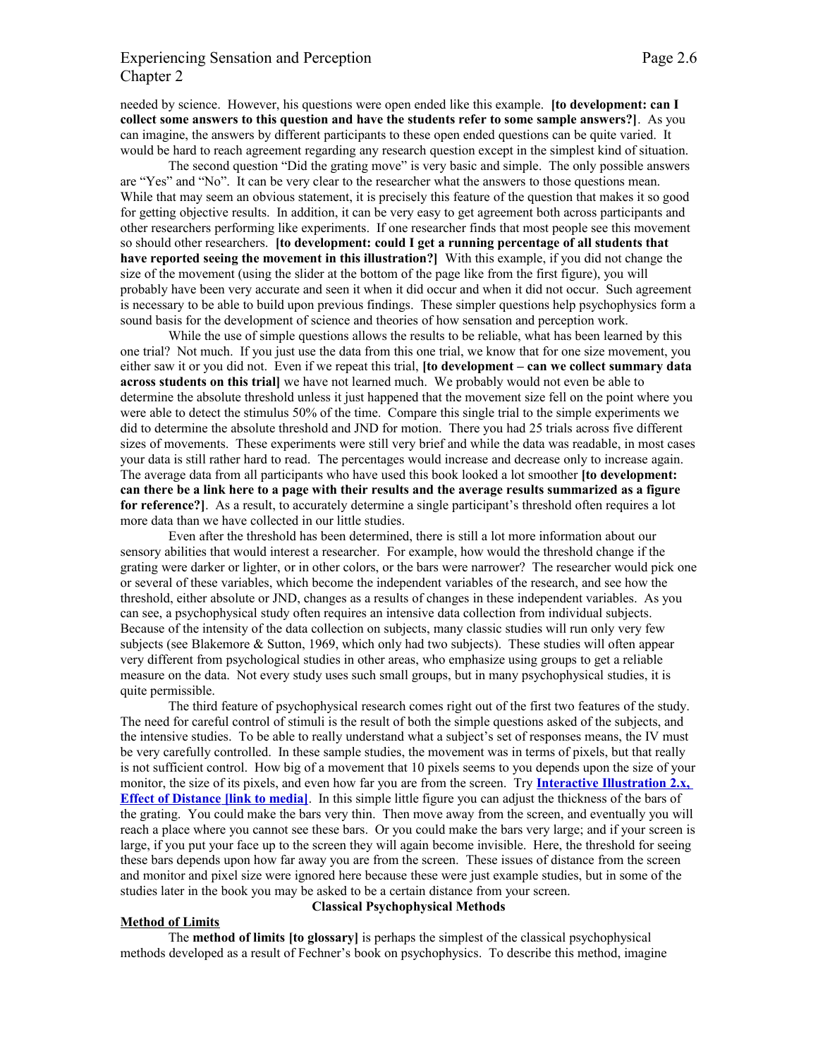needed by science. However, his questions were open ended like this example. **[to development: can I collect some answers to this question and have the students refer to some sample answers?]**. As you can imagine, the answers by different participants to these open ended questions can be quite varied. It would be hard to reach agreement regarding any research question except in the simplest kind of situation.

The second question "Did the grating move" is very basic and simple. The only possible answers are "Yes" and "No". It can be very clear to the researcher what the answers to those questions mean. While that may seem an obvious statement, it is precisely this feature of the question that makes it so good for getting objective results. In addition, it can be very easy to get agreement both across participants and other researchers performing like experiments. If one researcher finds that most people see this movement so should other researchers. **[to development: could I get a running percentage of all students that have reported seeing the movement in this illustration?]** With this example, if you did not change the size of the movement (using the slider at the bottom of the page like from the first figure), you will probably have been very accurate and seen it when it did occur and when it did not occur. Such agreement is necessary to be able to build upon previous findings. These simpler questions help psychophysics form a sound basis for the development of science and theories of how sensation and perception work.

While the use of simple questions allows the results to be reliable, what has been learned by this one trial? Not much. If you just use the data from this one trial, we know that for one size movement, you either saw it or you did not. Even if we repeat this trial, **[to development – can we collect summary data across students on this trial]** we have not learned much. We probably would not even be able to determine the absolute threshold unless it just happened that the movement size fell on the point where you were able to detect the stimulus 50% of the time. Compare this single trial to the simple experiments we did to determine the absolute threshold and JND for motion. There you had 25 trials across five different sizes of movements. These experiments were still very brief and while the data was readable, in most cases your data is still rather hard to read. The percentages would increase and decrease only to increase again. The average data from all participants who have used this book looked a lot smoother **[to development: can there be a link here to a page with their results and the average results summarized as a figure for reference?]**. As a result, to accurately determine a single participant's threshold often requires a lot more data than we have collected in our little studies.

Even after the threshold has been determined, there is still a lot more information about our sensory abilities that would interest a researcher. For example, how would the threshold change if the grating were darker or lighter, or in other colors, or the bars were narrower? The researcher would pick one or several of these variables, which become the independent variables of the research, and see how the threshold, either absolute or JND, changes as a results of changes in these independent variables. As you can see, a psychophysical study often requires an intensive data collection from individual subjects. Because of the intensity of the data collection on subjects, many classic studies will run only very few subjects (see Blakemore & Sutton, 1969, which only had two subjects). These studies will often appear very different from psychological studies in other areas, who emphasize using groups to get a reliable measure on the data. Not every study uses such small groups, but in many psychophysical studies, it is quite permissible.

The third feature of psychophysical research comes right out of the first two features of the study. The need for careful control of stimuli is the result of both the simple questions asked of the subjects, and the intensive studies. To be able to really understand what a subject's set of responses means, the IV must be very carefully controlled. In these sample studies, the movement was in terms of pixels, but that really is not sufficient control. How big of a movement that 10 pixels seems to you depends upon the size of your monitor, the size of its pixels, and even how far you are from the screen. Try **Interactive Illustration 2.x, Effect of Distance [link to media]**. In this simple little figure you can adjust the thickness of the bars of the grating. You could make the bars very thin. Then move away from the screen, and eventually you will reach a place where you cannot see these bars. Or you could make the bars very large; and if your screen is large, if you put your face up to the screen they will again become invisible. Here, the threshold for seeing these bars depends upon how far away you are from the screen. These issues of distance from the screen and monitor and pixel size were ignored here because these were just example studies, but in some of the studies later in the book you may be asked to be a certain distance from your screen.

## Classical Psychophysical Methods

### Method of Limits

The **method of limits [to glossary]** is perhaps the simplest of the classical psychophysical methods developed as a result of Fechner's book on psychophysics. To describe this method, imagine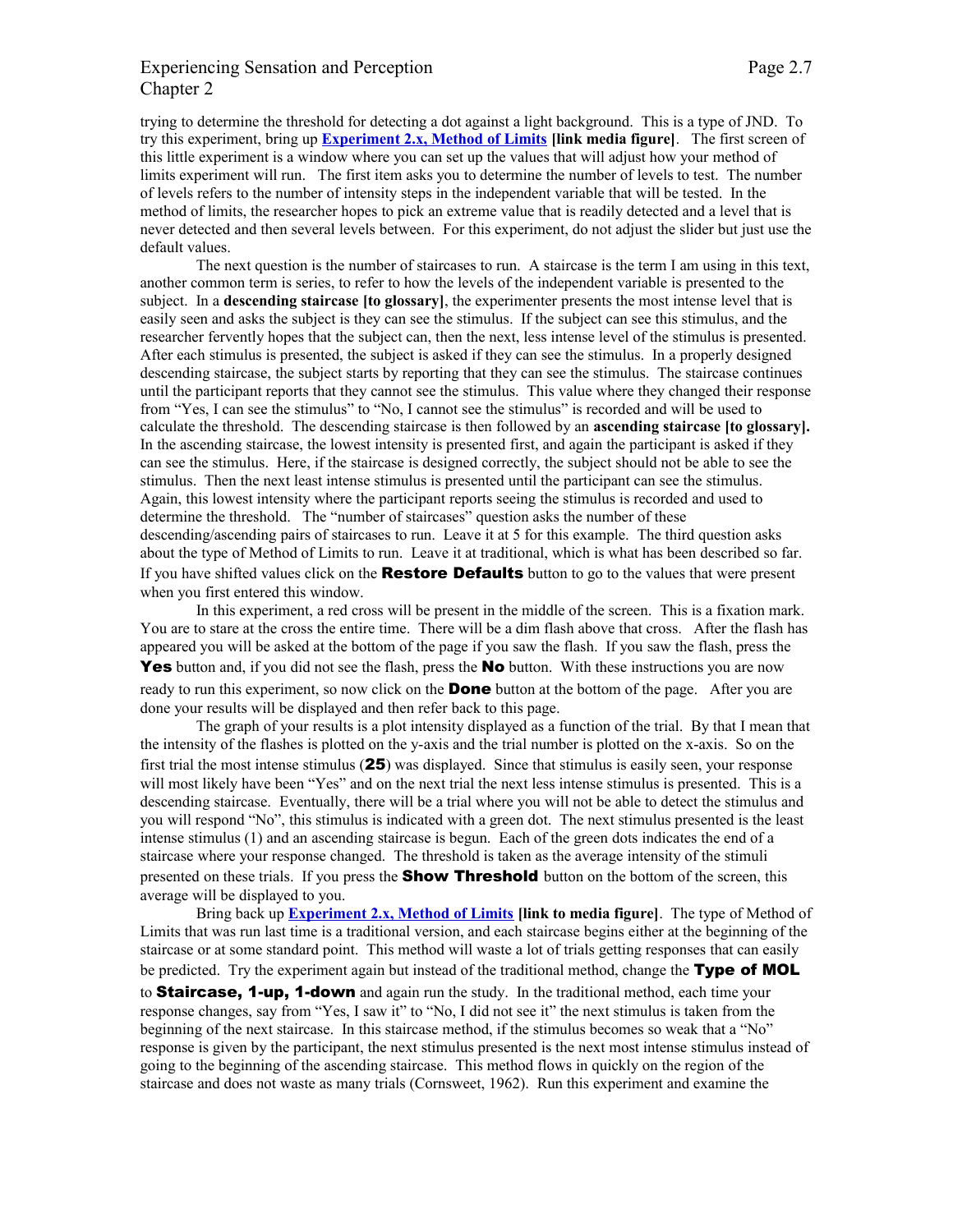trying to determine the threshold for detecting a dot against a light background. This is a type of JND. To try this experiment, bring up **[Experiment 2.x, Method of Limits](#)** **[link media figure]**. The first screen of this little experiment is a window where you can set up the values that will adjust how your method of limits experiment will run. The first item asks you to determine the number of levels to test. The number of levels refers to the number of intensity steps in the independent variable that will be tested. In the method of limits, the researcher hopes to pick an extreme value that is readily detected and a level that is never detected and then several levels between. For this experiment, do not adjust the slider but just use the default values.

The next question is the number of staircases to run. A staircase is the term I am using in this text, another common term is series, to refer to how the levels of the independent variable is presented to the subject. In a **descending staircase [to glossary]**, the experimenter presents the most intense level that is easily seen and asks the subject is they can see the stimulus. If the subject can see this stimulus, and the researcher fervently hopes that the subject can, then the next, less intense level of the stimulus is presented. After each stimulus is presented, the subject is asked if they can see the stimulus. In a properly designed descending staircase, the subject starts by reporting that they can see the stimulus. The staircase continues until the participant reports that they cannot see the stimulus. This value where they changed their response from "Yes, I can see the stimulus" to "No, I cannot see the stimulus" is recorded and will be used to calculate the threshold. The descending staircase is then followed by an **ascending staircase [to glossary].** In the ascending staircase, the lowest intensity is presented first, and again the participant is asked if they can see the stimulus. Here, if the staircase is designed correctly, the subject should not be able to see the stimulus. Then the next least intense stimulus is presented until the participant can see the stimulus. Again, this lowest intensity where the participant reports seeing the stimulus is recorded and used to determine the threshold. The "number of staircases" question asks the number of these descending/ascending pairs of staircases to run. Leave it at 5 for this example. The third question asks about the type of Method of Limits to run. Leave it at traditional, which is what has been described so far. If you have shifted values click on the **Restore Defaults** button to go to the values that were present when you first entered this window.

In this experiment, a red cross will be present in the middle of the screen. This is a fixation mark. You are to stare at the cross the entire time. There will be a dim flash above that cross. After the flash has appeared you will be asked at the bottom of the page if you saw the flash. If you saw the flash, press the **Yes** button and, if you did not see the flash, press the **No** button. With these instructions you are now ready to run this experiment, so now click on the **Done** button at the bottom of the page. After you are done your results will be displayed and then refer back to this page.

The graph of your results is a plot intensity displayed as a function of the trial. By that I mean that the intensity of the flashes is plotted on the y-axis and the trial number is plotted on the x-axis. So on the first trial the most intense stimulus (**25**) was displayed. Since that stimulus is easily seen, your response will most likely have been "Yes" and on the next trial the next less intense stimulus is presented. This is a descending staircase. Eventually, there will be a trial where you will not be able to detect the stimulus and you will respond "No", this stimulus is indicated with a green dot. The next stimulus presented is the least intense stimulus (1) and an ascending staircase is begun. Each of the green dots indicates the end of a staircase where your response changed. The threshold is taken as the average intensity of the stimuli presented on these trials. If you press the **Show Threshold** button on the bottom of the screen, this average will be displayed to you.

Bring back up **[Experiment 2.x, Method of Limits](#)** **[link to media figure]**. The type of Method of Limits that was run last time is a traditional version, and each staircase begins either at the beginning of the staircase or at some standard point. This method will waste a lot of trials getting responses that can easily be predicted. Try the experiment again but instead of the traditional method, change the **Type of MOL** to **Staircase, 1-up, 1-down** and again run the study. In the traditional method, each time your response changes, say from "Yes, I saw it" to "No, I did not see it" the next stimulus is taken from the beginning of the next staircase. In this staircase method, if the stimulus becomes so weak that a "No" response is given by the participant, the next stimulus presented is the next most intense stimulus instead of going to the beginning of the ascending staircase. This method flows in quickly on the region of the staircase and does not waste as many trials (Cornsweet, 1962). Run this experiment and examine the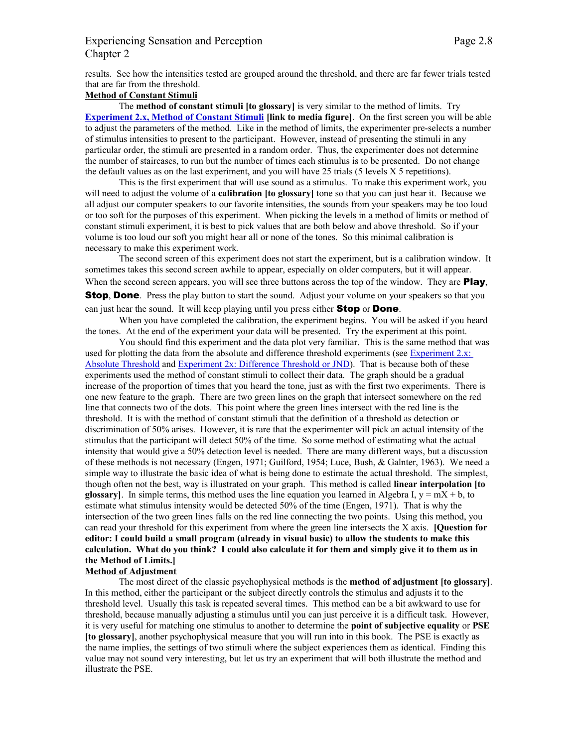results. See how the intensities tested are grouped around the threshold, and there are far fewer trials tested that are far from the threshold.

**Method of Constant Stimuli**

The **method of constant stimuli [to glossary]** is very similar to the method of limits. Try **Experiment 2.x, Method of Constant Stimuli [link to media figure]**. On the first screen you will be able to adjust the parameters of the method. Like in the method of limits, the experimenter pre-selects a number of stimulus intensities to present to the participant. However, instead of presenting the stimuli in any particular order, the stimuli are presented in a random order. Thus, the experimenter does not determine the number of staircases, to run but the number of times each stimulus is to be presented. Do not change the default values as on the last experiment, and you will have 25 trials (5 levels X 5 repetitions).

This is the first experiment that will use sound as a stimulus. To make this experiment work, you will need to adjust the volume of a **calibration [to glossary]** tone so that you can just hear it. Because we all adjust our computer speakers to our favorite intensities, the sounds from your speakers may be too loud or too soft for the purposes of this experiment. When picking the levels in a method of limits or method of constant stimuli experiment, it is best to pick values that are both below and above threshold. So if your volume is too loud our soft you might hear all or none of the tones. So this minimal calibration is necessary to make this experiment work.

The second screen of this experiment does not start the experiment, but is a calibration window. It sometimes takes this second screen awhile to appear, especially on older computers, but it will appear. When the second screen appears, you will see three buttons across the top of the window. They are **Play**, **Stop**, **Done**. Press the play button to start the sound. Adjust your volume on your speakers so that you can just hear the sound. It will keep playing until you press either **Stop** or **Done**.

When you have completed the calibration, the experiment begins. You will be asked if you heard the tones. At the end of the experiment your data will be presented. Try the experiment at this point.

You should find this experiment and the data plot very familiar. This is the same method that was used for plotting the data from the absolute and difference threshold experiments (see Experiment 2.x: Absolute Threshold and Experiment 2x: Difference Threshold or JND). That is because both of these experiments used the method of constant stimuli to collect their data. The graph should be a gradual increase of the proportion of times that you heard the tone, just as with the first two experiments. There is one new feature to the graph. There are two green lines on the graph that intersect somewhere on the red line that connects two of the dots. This point where the green lines intersect with the red line is the threshold. It is with the method of constant stimuli that the definition of a threshold as detection or discrimination of 50% arises. However, it is rare that the experimenter will pick an actual intensity of the stimulus that the participant will detect 50% of the time. So some method of estimating what the actual intensity that would give a 50% detection level is needed. There are many different ways, but a discussion of these methods is not necessary (Engen, 1971; Guilford, 1954; Luce, Bush, & Galnter, 1963). We need a simple way to illustrate the basic idea of what is being done to estimate the actual threshold. The simplest, though often not the best, way is illustrated on your graph. This method is called **linear interpolation [to glossary]**. In simple terms, this method uses the line equation you learned in Algebra I, $y = mX + b$, to estimate what stimulus intensity would be detected 50% of the time (Engen, 1971). That is why the intersection of the two green lines falls on the red line connecting the two points. Using this method, you can read your threshold for this experiment from where the green line intersects the X axis. **[Question for editor: I could build a small program (already in visual basic) to allow the students to make this calculation. What do you think? I could also calculate it for them and simply give it to them as in the Method of Limits.]**

**Method of Adjustment**

The most direct of the classic psychophysical methods is the **method of adjustment [to glossary]**. In this method, either the participant or the subject directly controls the stimulus and adjusts it to the threshold level. Usually this task is repeated several times. This method can be a bit awkward to use for threshold, because manually adjusting a stimulus until you can just perceive it is a difficult task. However, it is very useful for matching one stimulus to another to determine the **point of subjective equality** or **PSE [to glossary]**, another psychophysical measure that you will run into in this book. The PSE is exactly as the name implies, the settings of two stimuli where the subject experiences them as identical. Finding this value may not sound very interesting, but let us try an experiment that will both illustrate the method and illustrate the PSE.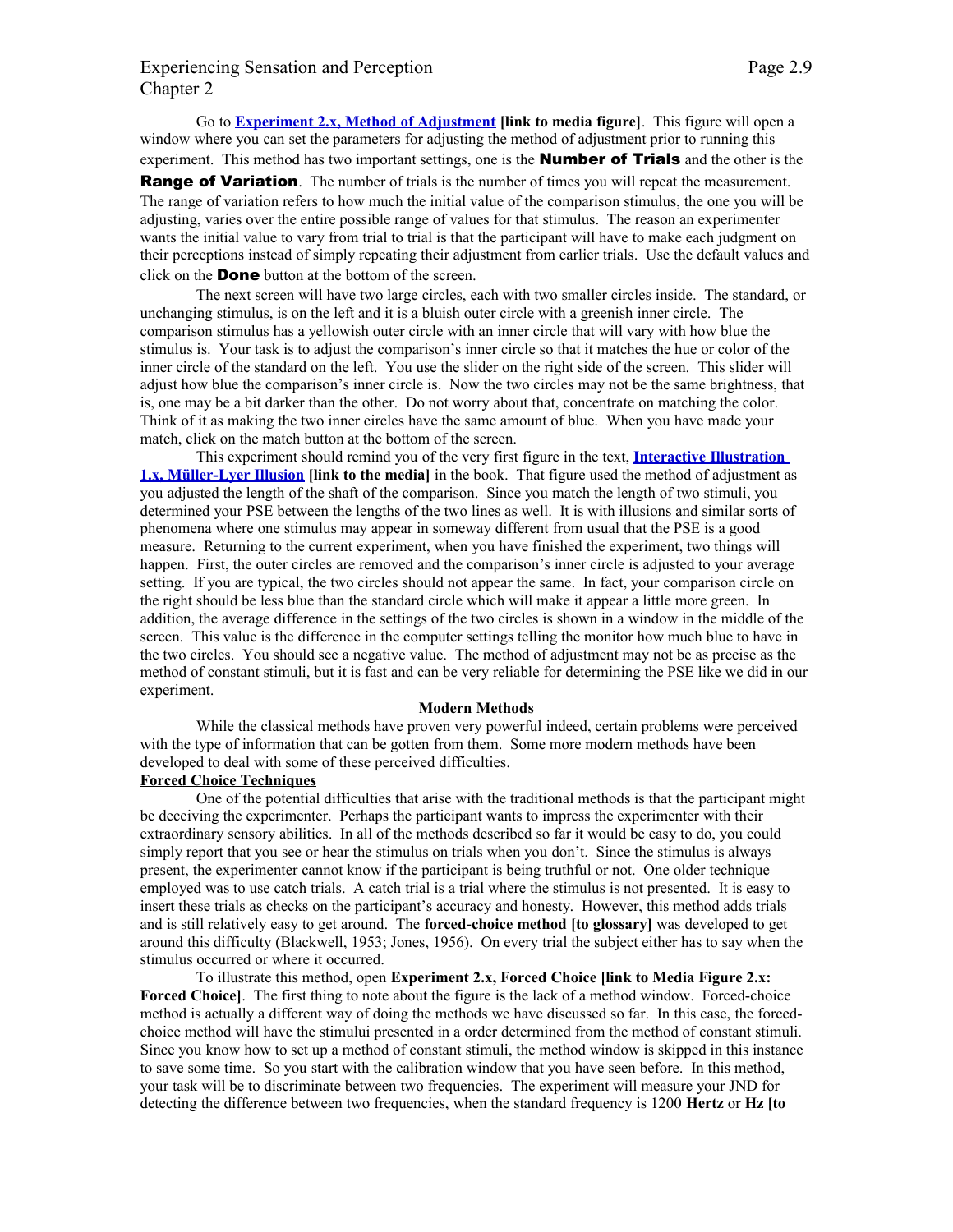Go to **[Experiment 2.x, Method of Adjustment](#) [link to media figure]**. This figure will open a window where you can set the parameters for adjusting the method of adjustment prior to running this experiment. This method has two important settings, one is the **Number of Trials** and the other is the **Range of Variation**. The number of trials is the number of times you will repeat the measurement. The range of variation refers to how much the initial value of the comparison stimulus, the one you will be adjusting, varies over the entire possible range of values for that stimulus. The reason an experimenter wants the initial value to vary from trial to trial is that the participant will have to make each judgment on their perceptions instead of simply repeating their adjustment from earlier trials. Use the default values and click on the **Done** button at the bottom of the screen.

The next screen will have two large circles, each with two smaller circles inside. The standard, or unchanging stimulus, is on the left and it is a bluish outer circle with a greenish inner circle. The comparison stimulus has a yellowish outer circle with an inner circle that will vary with how blue the stimulus is. Your task is to adjust the comparison's inner circle so that it matches the hue or color of the inner circle of the standard on the left. You use the slider on the right side of the screen. This slider will adjust how blue the comparison's inner circle is. Now the two circles may not be the same brightness, that is, one may be a bit darker than the other. Do not worry about that, concentrate on matching the color. Think of it as making the two inner circles have the same amount of blue. When you have made your match, click on the match button at the bottom of the screen.

This experiment should remind you of the very first figure in the text, **[Interactive Illustration 1.x, Müller-Lyer Illusion](#) [link to the media]** in the book. That figure used the method of adjustment as you adjusted the length of the shaft of the comparison. Since you match the length of two stimuli, you determined your PSE between the lengths of the two lines as well. It is with illusions and similar sorts of phenomena where one stimulus may appear in someway different from usual that the PSE is a good measure. Returning to the current experiment, when you have finished the experiment, two things will happen. First, the outer circles are removed and the comparison's inner circle is adjusted to your average setting. If you are typical, the two circles should not appear the same. In fact, your comparison circle on the right should be less blue than the standard circle which will make it appear a little more green. In addition, the average difference in the settings of the two circles is shown in a window in the middle of the screen. This value is the difference in the computer settings telling the monitor how much blue to have in the two circles. You should see a negative value. The method of adjustment may not be as precise as the method of constant stimuli, but it is fast and can be very reliable for determining the PSE like we did in our experiment.

## Modern Methods

While the classical methods have proven very powerful indeed, certain problems were perceived with the type of information that can be gotten from them. Some more modern methods have been developed to deal with some of these perceived difficulties.

### Forced Choice Techniques

One of the potential difficulties that arise with the traditional methods is that the participant might be deceiving the experimenter. Perhaps the participant wants to impress the experimenter with their extraordinary sensory abilities. In all of the methods described so far it would be easy to do, you could simply report that you see or hear the stimulus on trials when you don't. Since the stimulus is always present, the experimenter cannot know if the participant is being truthful or not. One older technique employed was to use catch trials. A catch trial is a trial where the stimulus is not presented. It is easy to insert these trials as checks on the participant's accuracy and honesty. However, this method adds trials and is still relatively easy to get around. The **forced-choice method [to glossary]** was developed to get around this difficulty (Blackwell, 1953; Jones, 1956). On every trial the subject either has to say when the stimulus occurred or where it occurred.

To illustrate this method, open **Experiment 2.x, Forced Choice [link to Media Figure 2.x: Forced Choice]**. The first thing to note about the figure is the lack of a method window. Forced-choice method is actually a different way of doing the methods we have discussed so far. In this case, the forced-choice method will have the stimului presented in a order determined from the method of constant stimuli. Since you know how to set up a method of constant stimuli, the method window is skipped in this instance to save some time. So you start with the calibration window that you have seen before. In this method, your task will be to discriminate between two frequencies. The experiment will measure your JND for detecting the difference between two frequencies, when the standard frequency is 1200 **Hertz** or **Hz [to**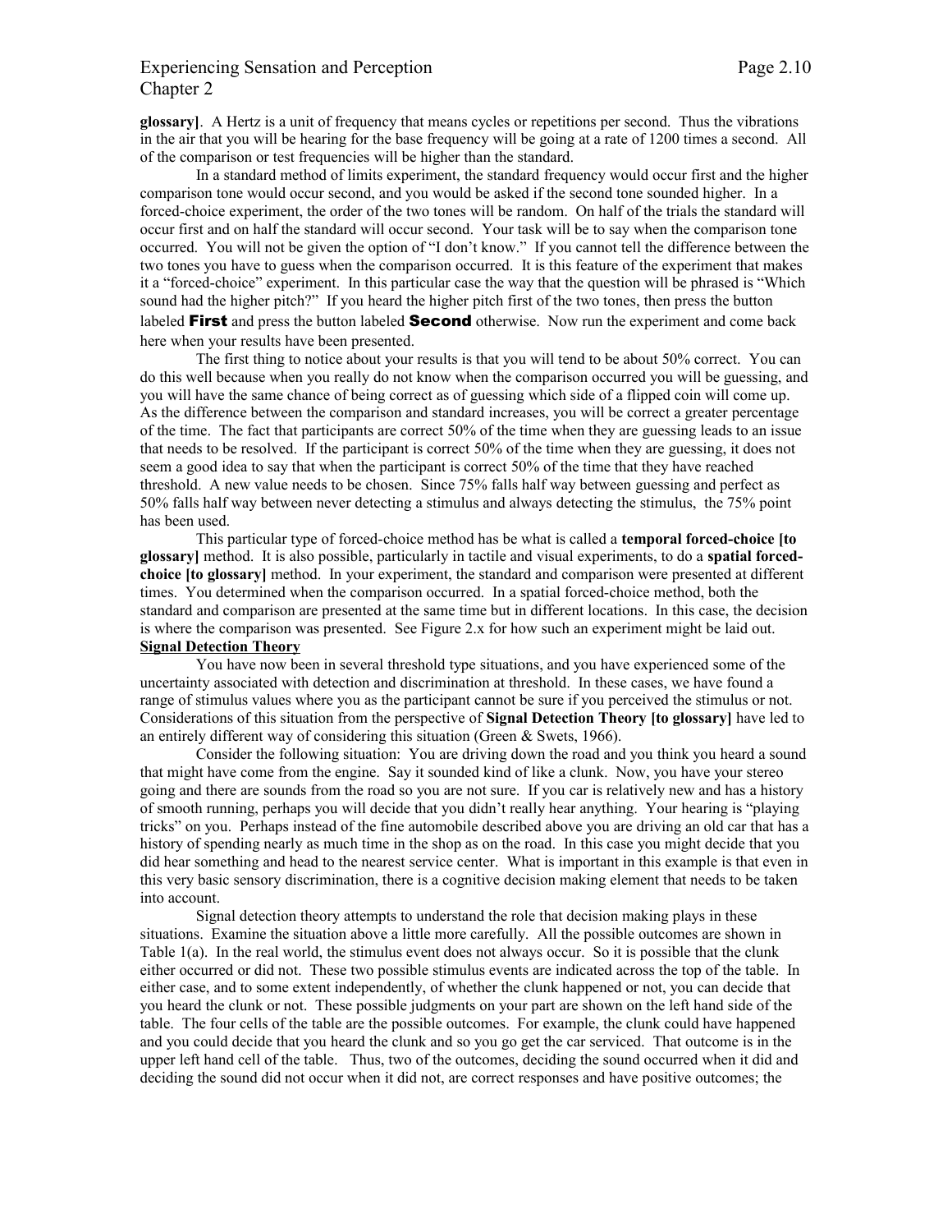**glossary]**. A Hertz is a unit of frequency that means cycles or repetitions per second. Thus the vibrations in the air that you will be hearing for the base frequency will be going at a rate of 1200 times a second. All of the comparison or test frequencies will be higher than the standard.

In a standard method of limits experiment, the standard frequency would occur first and the higher comparison tone would occur second, and you would be asked if the second tone sounded higher. In a forced-choice experiment, the order of the two tones will be random. On half of the trials the standard will occur first and on half the standard will occur second. Your task will be to say when the comparison tone occurred. You will not be given the option of "I don't know." If you cannot tell the difference between the two tones you have to guess when the comparison occurred. It is this feature of the experiment that makes it a "forced-choice" experiment. In this particular case the way that the question will be phrased is "Which sound had the higher pitch?" If you heard the higher pitch first of the two tones, then press the button labeled **First** and press the button labeled **Second** otherwise. Now run the experiment and come back here when your results have been presented.

The first thing to notice about your results is that you will tend to be about 50% correct. You can do this well because when you really do not know when the comparison occurred you will be guessing, and you will have the same chance of being correct as of guessing which side of a flipped coin will come up. As the difference between the comparison and standard increases, you will be correct a greater percentage of the time. The fact that participants are correct 50% of the time when they are guessing leads to an issue that needs to be resolved. If the participant is correct 50% of the time when they are guessing, it does not seem a good idea to say that when the participant is correct 50% of the time that they have reached threshold. A new value needs to be chosen. Since 75% falls half way between guessing and perfect as 50% falls half way between never detecting a stimulus and always detecting the stimulus, the 75% point has been used.

This particular type of forced-choice method has be what is called a **temporal forced-choice [to glossary]** method. It is also possible, particularly in tactile and visual experiments, to do a **spatial forced-choice [to glossary]** method. In your experiment, the standard and comparison were presented at different times. You determined when the comparison occurred. In a spatial forced-choice method, both the standard and comparison are presented at the same time but in different locations. In this case, the decision is where the comparison was presented. See Figure 2.x for how such an experiment might be laid out.

**Signal Detection Theory**

You have now been in several threshold type situations, and you have experienced some of the uncertainty associated with detection and discrimination at threshold. In these cases, we have found a range of stimulus values where you as the participant cannot be sure if you perceived the stimulus or not. Considerations of this situation from the perspective of **Signal Detection Theory [to glossary]** have led to an entirely different way of considering this situation (Green & Swets, 1966).

Consider the following situation: You are driving down the road and you think you heard a sound that might have come from the engine. Say it sounded kind of like a clunk. Now, you have your stereo going and there are sounds from the road so you are not sure. If you car is relatively new and has a history of smooth running, perhaps you will decide that you didn't really hear anything. Your hearing is "playing tricks" on you. Perhaps instead of the fine automobile described above you are driving an old car that has a history of spending nearly as much time in the shop as on the road. In this case you might decide that you did hear something and head to the nearest service center. What is important in this example is that even in this very basic sensory discrimination, there is a cognitive decision making element that needs to be taken into account.

Signal detection theory attempts to understand the role that decision making plays in these situations. Examine the situation above a little more carefully. All the possible outcomes are shown in Table 1(a). In the real world, the stimulus event does not always occur. So it is possible that the clunk either occurred or did not. These two possible stimulus events are indicated across the top of the table. In either case, and to some extent independently, of whether the clunk happened or not, you can decide that you heard the clunk or not. These possible judgments on your part are shown on the left hand side of the table. The four cells of the table are the possible outcomes. For example, the clunk could have happened and you could decide that you heard the clunk and so you go get the car serviced. That outcome is in the upper left hand cell of the table. Thus, two of the outcomes, deciding the sound occurred when it did and deciding the sound did not occur when it did not, are correct responses and have positive outcomes; the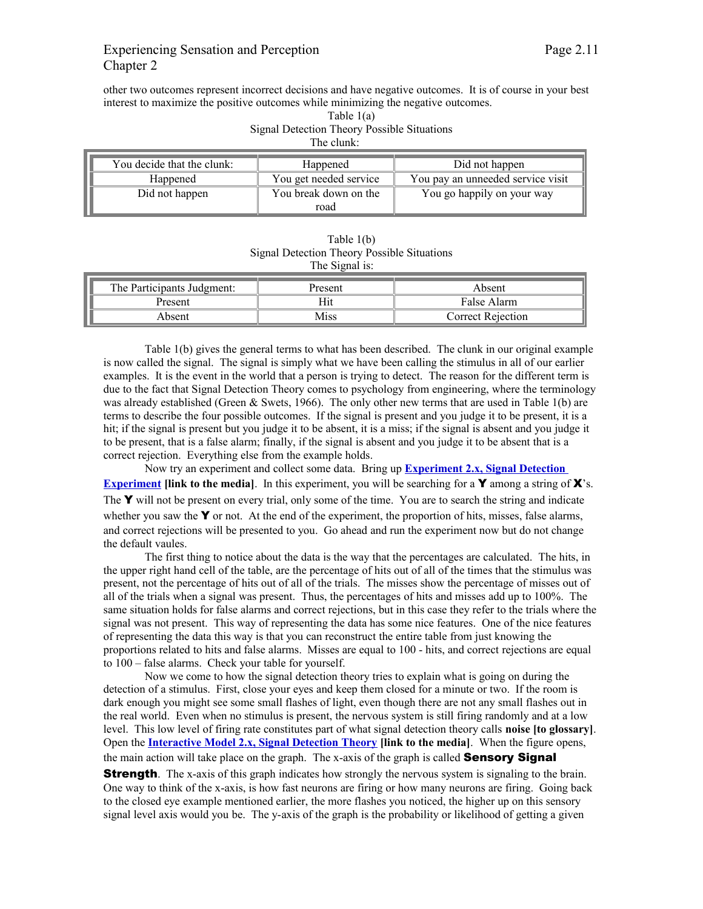other two outcomes represent incorrect decisions and have negative outcomes. It is of course in your best interest to maximize the positive outcomes while minimizing the negative outcomes.

Table 1(a)
Signal Detection Theory Possible Situations
The clunk:

| You decide that the clunk: | Happened | Did not happen |
|---|---|---|
| Happened | You get needed service | You pay an unneeded service visit |
| Did not happen | You break down on the road | You go happily on your way |

Table 1(b)
Signal Detection Theory Possible Situations
The Signal is:

| The Participants Judgment: | Present | Absent |
|---|---|---|
| Present | Hit | False Alarm |
| Absent | Miss | Correct Rejection |

Table 1(b) gives the general terms to what has been described. The clunk in our original example is now called the signal. The signal is simply what we have been calling the stimulus in all of our earlier examples. It is the event in the world that a person is trying to detect. The reason for the different term is due to the fact that Signal Detection Theory comes to psychology from engineering, where the terminology was already established (Green & Swets, 1966). The only other new terms that are used in Table 1(b) are terms to describe the four possible outcomes. If the signal is present and you judge it to be present, it is a hit; if the signal is present but you judge it to be absent, it is a miss; if the signal is absent and you judge it to be present, that is a false alarm; finally, if the signal is absent and you judge it to be absent that is a correct rejection. Everything else from the example holds.

Now try an experiment and collect some data. Bring up **Experiment 2.x, Signal Detection Experiment** **[link to the media]**. In this experiment, you will be searching for a **Y** among a string of **X**'s. The **Y** will not be present on every trial, only some of the time. You are to search the string and indicate whether you saw the **Y** or not. At the end of the experiment, the proportion of hits, misses, false alarms, and correct rejections will be presented to you. Go ahead and run the experiment now but do not change the default vaules.

The first thing to notice about the data is the way that the percentages are calculated. The hits, in the upper right hand cell of the table, are the percentage of hits out of all of the times that the stimulus was present, not the percentage of hits out of all of the trials. The misses show the percentage of misses out of all of the trials when a signal was present. Thus, the percentages of hits and misses add up to 100%. The same situation holds for false alarms and correct rejections, but in this case they refer to the trials where the signal was not present. This way of representing the data has some nice features. One of the nice features of representing the data this way is that you can reconstruct the entire table from just knowing the proportions related to hits and false alarms. Misses are equal to 100 - hits, and correct rejections are equal to 100 – false alarms. Check your table for yourself.

Now we come to how the signal detection theory tries to explain what is going on during the detection of a stimulus. First, close your eyes and keep them closed for a minute or two. If the room is dark enough you might see some small flashes of light, even though there are not any small flashes out in the real world. Even when no stimulus is present, the nervous system is still firing randomly and at a low level. This low level of firing rate constitutes part of what signal detection theory calls **noise [to glossary]**. Open the **Interactive Model 2.x, Signal Detection Theory** **[link to the media]**. When the figure opens, the main action will take place on the graph. The x-axis of the graph is called **Sensory Signal Strength**. The x-axis of this graph indicates how strongly the nervous system is signaling to the brain. One way to think of the x-axis, is how fast neurons are firing or how many neurons are firing. Going back to the closed eye example mentioned earlier, the more flashes you noticed, the higher up on this sensory signal level axis would you be. The y-axis of the graph is the probability or likelihood of getting a given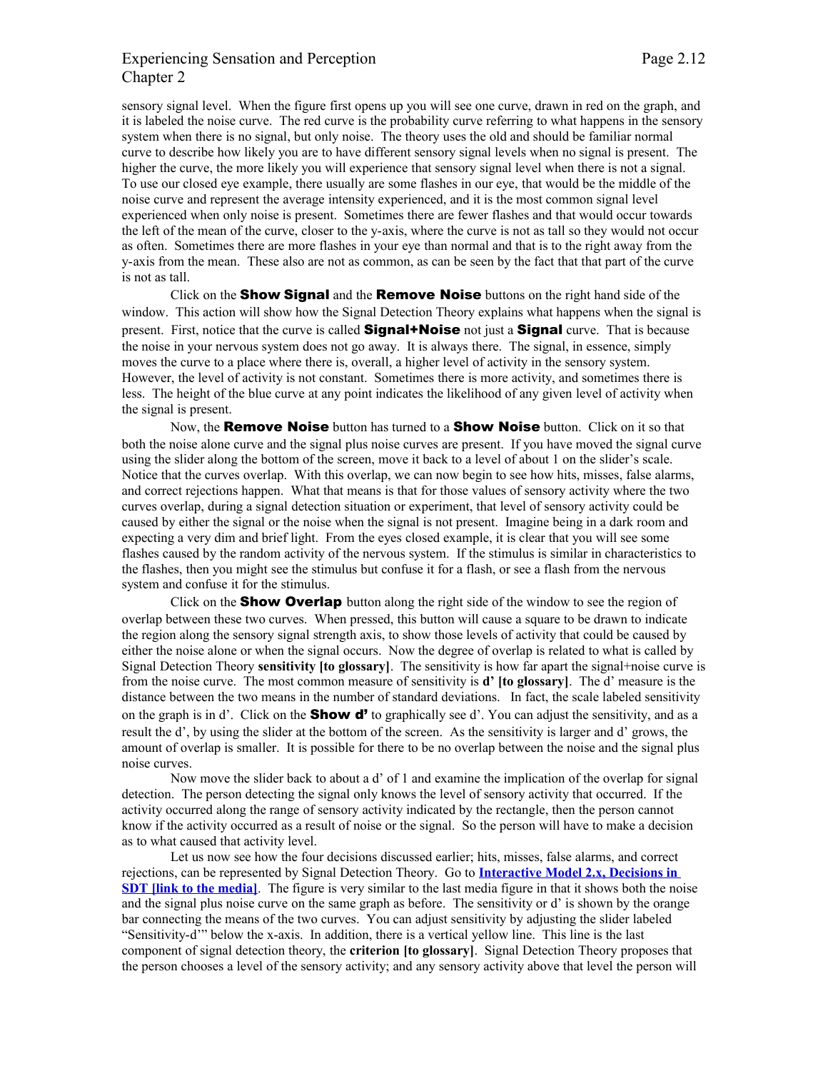sensory signal level. When the figure first opens up you will see one curve, drawn in red on the graph, and it is labeled the noise curve. The red curve is the probability curve referring to what happens in the sensory system when there is no signal, but only noise. The theory uses the old and should be familiar normal curve to describe how likely you are to have different sensory signal levels when no signal is present. The higher the curve, the more likely you will experience that sensory signal level when there is not a signal. To use our closed eye example, there usually are some flashes in our eye, that would be the middle of the noise curve and represent the average intensity experienced, and it is the most common signal level experienced when only noise is present. Sometimes there are fewer flashes and that would occur towards the left of the mean of the curve, closer to the y-axis, where the curve is not as tall so they would not occur as often. Sometimes there are more flashes in your eye than normal and that is to the right away from the y-axis from the mean. These also are not as common, as can be seen by the fact that that part of the curve is not as tall.

Click on the **Show Signal** and the **Remove Noise** buttons on the right hand side of the window. This action will show how the Signal Detection Theory explains what happens when the signal is present. First, notice that the curve is called **Signal+Noise** not just a **Signal** curve. That is because the noise in your nervous system does not go away. It is always there. The signal, in essence, simply moves the curve to a place where there is, overall, a higher level of activity in the sensory system. However, the level of activity is not constant. Sometimes there is more activity, and sometimes there is less. The height of the blue curve at any point indicates the likelihood of any given level of activity when the signal is present.

Now, the **Remove Noise** button has turned to a **Show Noise** button. Click on it so that both the noise alone curve and the signal plus noise curves are present. If you have moved the signal curve using the slider along the bottom of the screen, move it back to a level of about 1 on the slider's scale. Notice that the curves overlap. With this overlap, we can now begin to see how hits, misses, false alarms, and correct rejections happen. What that means is that for those values of sensory activity where the two curves overlap, during a signal detection situation or experiment, that level of sensory activity could be caused by either the signal or the noise when the signal is not present. Imagine being in a dark room and expecting a very dim and brief light. From the eyes closed example, it is clear that you will see some flashes caused by the random activity of the nervous system. If the stimulus is similar in characteristics to the flashes, then you might see the stimulus but confuse it for a flash, or see a flash from the nervous system and confuse it for the stimulus.

Click on the **Show Overlap** button along the right side of the window to see the region of overlap between these two curves. When pressed, this button will cause a square to be drawn to indicate the region along the sensory signal strength axis, to show those levels of activity that could be caused by either the noise alone or when the signal occurs. Now the degree of overlap is related to what is called by Signal Detection Theory **sensitivity [to glossary]**. The sensitivity is how far apart the signal+noise curve is from the noise curve. The most common measure of sensitivity is **d' [to glossary]**. The d' measure is the distance between the two means in the number of standard deviations. In fact, the scale labeled sensitivity on the graph is in d'. Click on the **Show d'** to graphically see d'. You can adjust the sensitivity, and as a result the d', by using the slider at the bottom of the screen. As the sensitivity is larger and d' grows, the amount of overlap is smaller. It is possible for there to be no overlap between the noise and the signal plus noise curves.

Now move the slider back to about a d' of 1 and examine the implication of the overlap for signal detection. The person detecting the signal only knows the level of sensory activity that occurred. If the activity occurred along the range of sensory activity indicated by the rectangle, then the person cannot know if the activity occurred as a result of noise or the signal. So the person will have to make a decision as to what caused that activity level.

Let us now see how the four decisions discussed earlier; hits, misses, false alarms, and correct rejections, can be represented by Signal Detection Theory. Go to **Interactive Model 2.x, Decisions in SDT [link to the media]**. The figure is very similar to the last media figure in that it shows both the noise and the signal plus noise curve on the same graph as before. The sensitivity or d' is shown by the orange bar connecting the means of the two curves. You can adjust sensitivity by adjusting the slider labeled "Sensitivity-d'" below the x-axis. In addition, there is a vertical yellow line. This line is the last component of signal detection theory, the **criterion [to glossary]**. Signal Detection Theory proposes that the person chooses a level of the sensory activity; and any sensory activity above that level the person will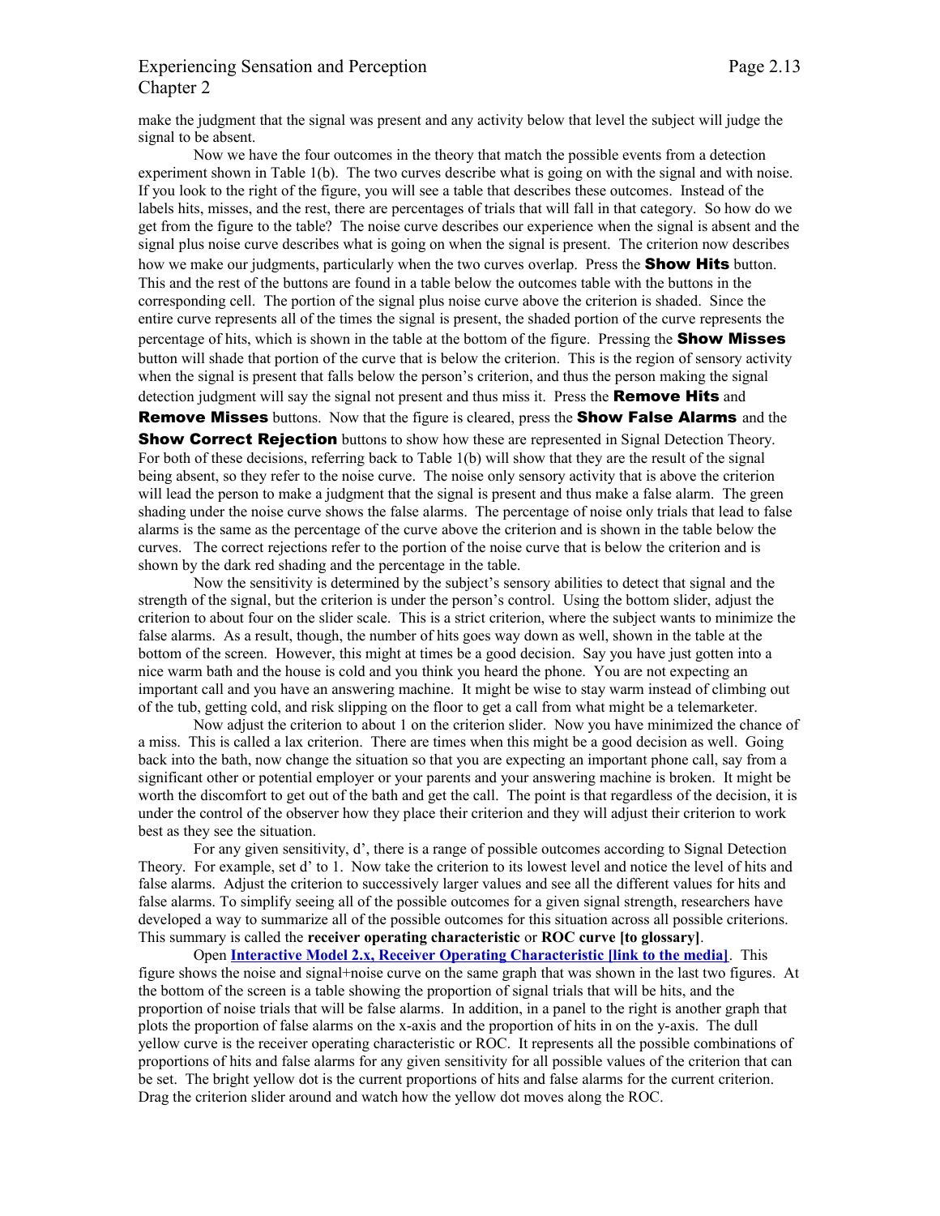make the judgment that the signal was present and any activity below that level the subject will judge the signal to be absent.

Now we have the four outcomes in the theory that match the possible events from a detection experiment shown in Table 1(b). The two curves describe what is going on with the signal and with noise. If you look to the right of the figure, you will see a table that describes these outcomes. Instead of the labels hits, misses, and the rest, there are percentages of trials that will fall in that category. So how do we get from the figure to the table? The noise curve describes our experience when the signal is absent and the signal plus noise curve describes what is going on when the signal is present. The criterion now describes how we make our judgments, particularly when the two curves overlap. Press the **Show Hits** button. This and the rest of the buttons are found in a table below the outcomes table with the buttons in the corresponding cell. The portion of the signal plus noise curve above the criterion is shaded. Since the entire curve represents all of the times the signal is present, the shaded portion of the curve represents the percentage of hits, which is shown in the table at the bottom of the figure. Pressing the **Show Misses** button will shade that portion of the curve that is below the criterion. This is the region of sensory activity when the signal is present that falls below the person's criterion, and thus the person making the signal detection judgment will say the signal not present and thus miss it. Press the **Remove Hits** and **Remove Misses** buttons. Now that the figure is cleared, press the **Show False Alarms** and the **Show Correct Rejection** buttons to show how these are represented in Signal Detection Theory. For both of these decisions, referring back to Table 1(b) will show that they are the result of the signal being absent, so they refer to the noise curve. The noise only sensory activity that is above the criterion will lead the person to make a judgment that the signal is present and thus make a false alarm. The green shading under the noise curve shows the false alarms. The percentage of noise only trials that lead to false alarms is the same as the percentage of the curve above the criterion and is shown in the table below the curves. The correct rejections refer to the portion of the noise curve that is below the criterion and is shown by the dark red shading and the percentage in the table.

Now the sensitivity is determined by the subject's sensory abilities to detect that signal and the strength of the signal, but the criterion is under the person's control. Using the bottom slider, adjust the criterion to about four on the slider scale. This is a strict criterion, where the subject wants to minimize the false alarms. As a result, though, the number of hits goes way down as well, shown in the table at the bottom of the screen. However, this might at times be a good decision. Say you have just gotten into a nice warm bath and the house is cold and you think you heard the phone. You are not expecting an important call and you have an answering machine. It might be wise to stay warm instead of climbing out of the tub, getting cold, and risk slipping on the floor to get a call from what might be a telemarketer.

Now adjust the criterion to about 1 on the criterion slider. Now you have minimized the chance of a miss. This is called a lax criterion. There are times when this might be a good decision as well. Going back into the bath, now change the situation so that you are expecting an important phone call, say from a significant other or potential employer or your parents and your answering machine is broken. It might be worth the discomfort to get out of the bath and get the call. The point is that regardless of the decision, it is under the control of the observer how they place their criterion and they will adjust their criterion to work best as they see the situation.

For any given sensitivity, d', there is a range of possible outcomes according to Signal Detection Theory. For example, set d' to 1. Now take the criterion to its lowest level and notice the level of hits and false alarms. Adjust the criterion to successively larger values and see all the different values for hits and false alarms. To simplify seeing all of the possible outcomes for a given signal strength, researchers have developed a way to summarize all of the possible outcomes for this situation across all possible criterions. This summary is called the **receiver operating characteristic** or **ROC curve [to glossary]**.

Open **Interactive Model 2.x, Receiver Operating Characteristic [link to the media]**. This figure shows the noise and signal+noise curve on the same graph that was shown in the last two figures. At the bottom of the screen is a table showing the proportion of signal trials that will be hits, and the proportion of noise trials that will be false alarms. In addition, in a panel to the right is another graph that plots the proportion of false alarms on the x-axis and the proportion of hits in on the y-axis. The dull yellow curve is the receiver operating characteristic or ROC. It represents all the possible combinations of proportions of hits and false alarms for any given sensitivity for all possible values of the criterion that can be set. The bright yellow dot is the current proportions of hits and false alarms for the current criterion. Drag the criterion slider around and watch how the yellow dot moves along the ROC.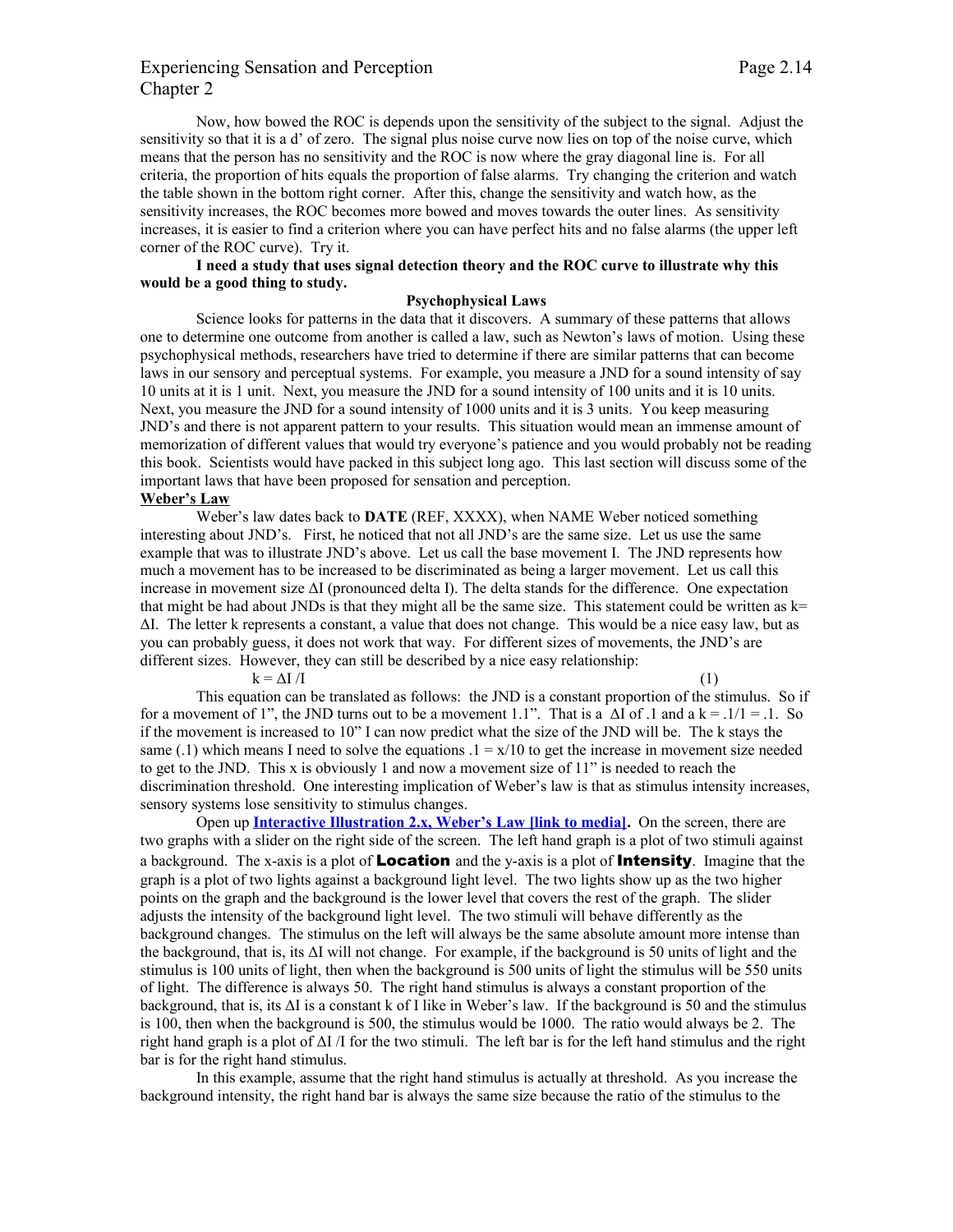Now, how bowed the ROC is depends upon the sensitivity of the subject to the signal. Adjust the sensitivity so that it is a d' of zero. The signal plus noise curve now lies on top of the noise curve, which means that the person has no sensitivity and the ROC is now where the gray diagonal line is. For all criteria, the proportion of hits equals the proportion of false alarms. Try changing the criterion and watch the table shown in the bottom right corner. After this, change the sensitivity and watch how, as the sensitivity increases, the ROC becomes more bowed and moves towards the outer lines. As sensitivity increases, it is easier to find a criterion where you can have perfect hits and no false alarms (the upper left corner of the ROC curve). Try it.

**I need a study that uses signal detection theory and the ROC curve to illustrate why this would be a good thing to study.**

## Psychophysical Laws

Science looks for patterns in the data that it discovers. A summary of these patterns that allows one to determine one outcome from another is called a law, such as Newton's laws of motion. Using these psychophysical methods, researchers have tried to determine if there are similar patterns that can become laws in our sensory and perceptual systems. For example, you measure a JND for a sound intensity of say 10 units at it is 1 unit. Next, you measure the JND for a sound intensity of 100 units and it is 10 units. Next, you measure the JND for a sound intensity of 1000 units and it is 3 units. You keep measuring JND's and there is not apparent pattern to your results. This situation would mean an immense amount of memorization of different values that would try everyone's patience and you would probably not be reading this book. Scientists would have packed in this subject long ago. This last section will discuss some of the important laws that have been proposed for sensation and perception.

### Weber's Law

Weber's law dates back to **DATE** (REF, XXXX), when NAME Weber noticed something interesting about JND's. First, he noticed that not all JND's are the same size. Let us use the same example that was to illustrate JND's above. Let us call the base movement I. The JND represents how much a movement has to be increased to be discriminated as being a larger movement. Let us call this increase in movement size $\Delta I$ (pronounced delta I). The delta stands for the difference. One expectation that might be had about JNDs is that they might all be the same size. This statement could be written as $k = \Delta I$. The letter k represents a constant, a value that does not change. This would be a nice easy law, but as you can probably guess, it does not work that way. For different sizes of movements, the JND's are different sizes. However, they can still be described by a nice easy relationship:

$$k = \Delta I / I \qquad (1)$$

This equation can be translated as follows: the JND is a constant proportion of the stimulus. So if for a movement of 1", the JND turns out to be a movement 1.1". That is a $\Delta I$ of .1 and a $k = .1/1 = .1$. So if the movement is increased to 10" I can now predict what the size of the JND will be. The k stays the same (.1) which means I need to solve the equations $.1 = x/10$ to get the increase in movement size needed to get to the JND. This x is obviously 1 and now a movement size of 11" is needed to reach the discrimination threshold. One interesting implication of Weber's law is that as stimulus intensity increases, sensory systems lose sensitivity to stimulus changes.

Open up **Interactive Illustration 2.x, Weber's Law [link to media]**. On the screen, there are two graphs with a slider on the right side of the screen. The left hand graph is a plot of two stimuli against a background. The x-axis is a plot of **Location** and the y-axis is a plot of **Intensity**. Imagine that the graph is a plot of two lights against a background light level. The two lights show up as the two higher points on the graph and the background is the lower level that covers the rest of the graph. The slider adjusts the intensity of the background light level. The two stimuli will behave differently as the background changes. The stimulus on the left will always be the same absolute amount more intense than the background, that is, its $\Delta I$ will not change. For example, if the background is 50 units of light and the stimulus is 100 units of light, then when the background is 500 units of light the stimulus will be 550 units of light. The difference is always 50. The right hand stimulus is always a constant proportion of the background, that is, its $\Delta I$ is a constant k of I like in Weber's law. If the background is 50 and the stimulus is 100, then when the background is 500, the stimulus would be 1000. The ratio would always be 2. The right hand graph is a plot of $\Delta I / I$ for the two stimuli. The left bar is for the left hand stimulus and the right bar is for the right hand stimulus.

In this example, assume that the right hand stimulus is actually at threshold. As you increase the background intensity, the right hand bar is always the same size because the ratio of the stimulus to the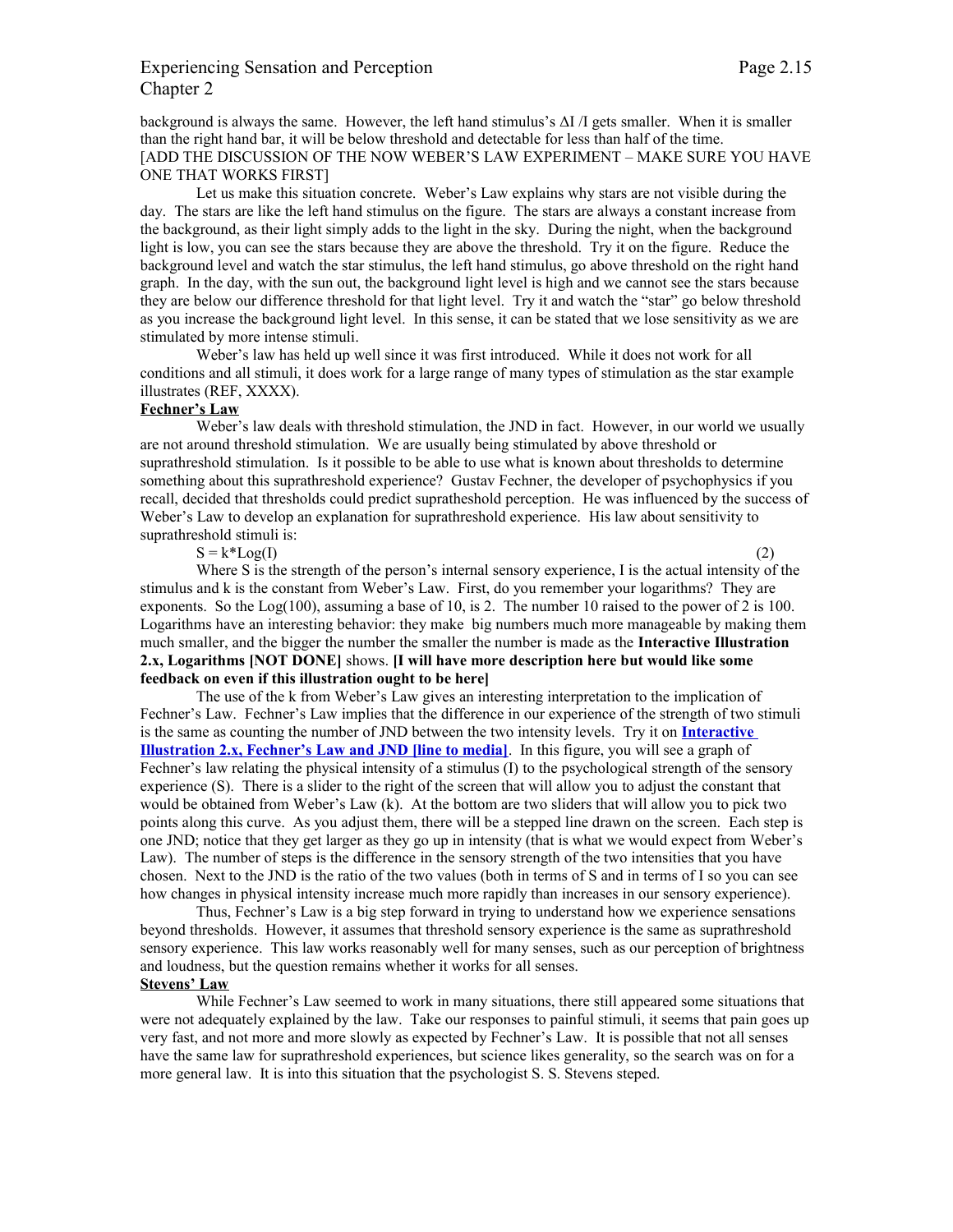background is always the same. However, the left hand stimulus's $\Delta I / I$ gets smaller. When it is smaller than the right hand bar, it will be below threshold and detectable for less than half of the time. [ADD THE DISCUSSION OF THE NOW WEBER'S LAW EXPERIMENT – MAKE SURE YOU HAVE ONE THAT WORKS FIRST]

Let us make this situation concrete. Weber's Law explains why stars are not visible during the day. The stars are like the left hand stimulus on the figure. The stars are always a constant increase from the background, as their light simply adds to the light in the sky. During the night, when the background light is low, you can see the stars because they are above the threshold. Try it on the figure. Reduce the background level and watch the star stimulus, the left hand stimulus, go above threshold on the right hand graph. In the day, with the sun out, the background light level is high and we cannot see the stars because they are below our difference threshold for that light level. Try it and watch the "star" go below threshold as you increase the background light level. In this sense, it can be stated that we lose sensitivity as we are stimulated by more intense stimuli.

Weber's law has held up well since it was first introduced. While it does not work for all conditions and all stimuli, it does work for a large range of many types of stimulation as the star example illustrates (REF, XXXX).

**Fechner's Law**

Weber's law deals with threshold stimulation, the JND in fact. However, in our world we usually are not around threshold stimulation. We are usually being stimulated by above threshold or suprathreshold stimulation. Is it possible to be able to use what is known about thresholds to determine something about this suprathreshold experience? Gustav Fechner, the developer of psychophysics if you recall, decided that thresholds could predict supratheshold perception. He was influenced by the success of Weber's Law to develop an explanation for suprathreshold experience. His law about sensitivity to suprathreshold stimuli is:

$$S = k*\mathrm{Log}(I) \qquad (2)$$

Where S is the strength of the person's internal sensory experience, I is the actual intensity of the stimulus and k is the constant from Weber's Law. First, do you remember your logarithms? They are exponents. So the Log(100), assuming a base of 10, is 2. The number 10 raised to the power of 2 is 100. Logarithms have an interesting behavior: they make big numbers much more manageable by making them much smaller, and the bigger the number the smaller the number is made as the **Interactive Illustration 2.x, Logarithms [NOT DONE]** shows. **[I will have more description here but would like some feedback on even if this illustration ought to be here]**

The use of the k from Weber's Law gives an interesting interpretation to the implication of Fechner's Law. Fechner's Law implies that the difference in our experience of the strength of two stimuli is the same as counting the number of JND between the two intensity levels. Try it on **Interactive Illustration 2.x, Fechner's Law and JND [line to media]**. In this figure, you will see a graph of Fechner's law relating the physical intensity of a stimulus (I) to the psychological strength of the sensory experience (S). There is a slider to the right of the screen that will allow you to adjust the constant that would be obtained from Weber's Law (k). At the bottom are two sliders that will allow you to pick two points along this curve. As you adjust them, there will be a stepped line drawn on the screen. Each step is one JND; notice that they get larger as they go up in intensity (that is what we would expect from Weber's Law). The number of steps is the difference in the sensory strength of the two intensities that you have chosen. Next to the JND is the ratio of the two values (both in terms of S and in terms of I so you can see how changes in physical intensity increase much more rapidly than increases in our sensory experience).

Thus, Fechner's Law is a big step forward in trying to understand how we experience sensations beyond thresholds. However, it assumes that threshold sensory experience is the same as suprathreshold sensory experience. This law works reasonably well for many senses, such as our perception of brightness and loudness, but the question remains whether it works for all senses.

**Stevens' Law**

While Fechner's Law seemed to work in many situations, there still appeared some situations that were not adequately explained by the law. Take our responses to painful stimuli, it seems that pain goes up very fast, and not more and more slowly as expected by Fechner's Law. It is possible that not all senses have the same law for suprathreshold experiences, but science likes generality, so the search was on for a more general law. It is into this situation that the psychologist S. S. Stevens steped.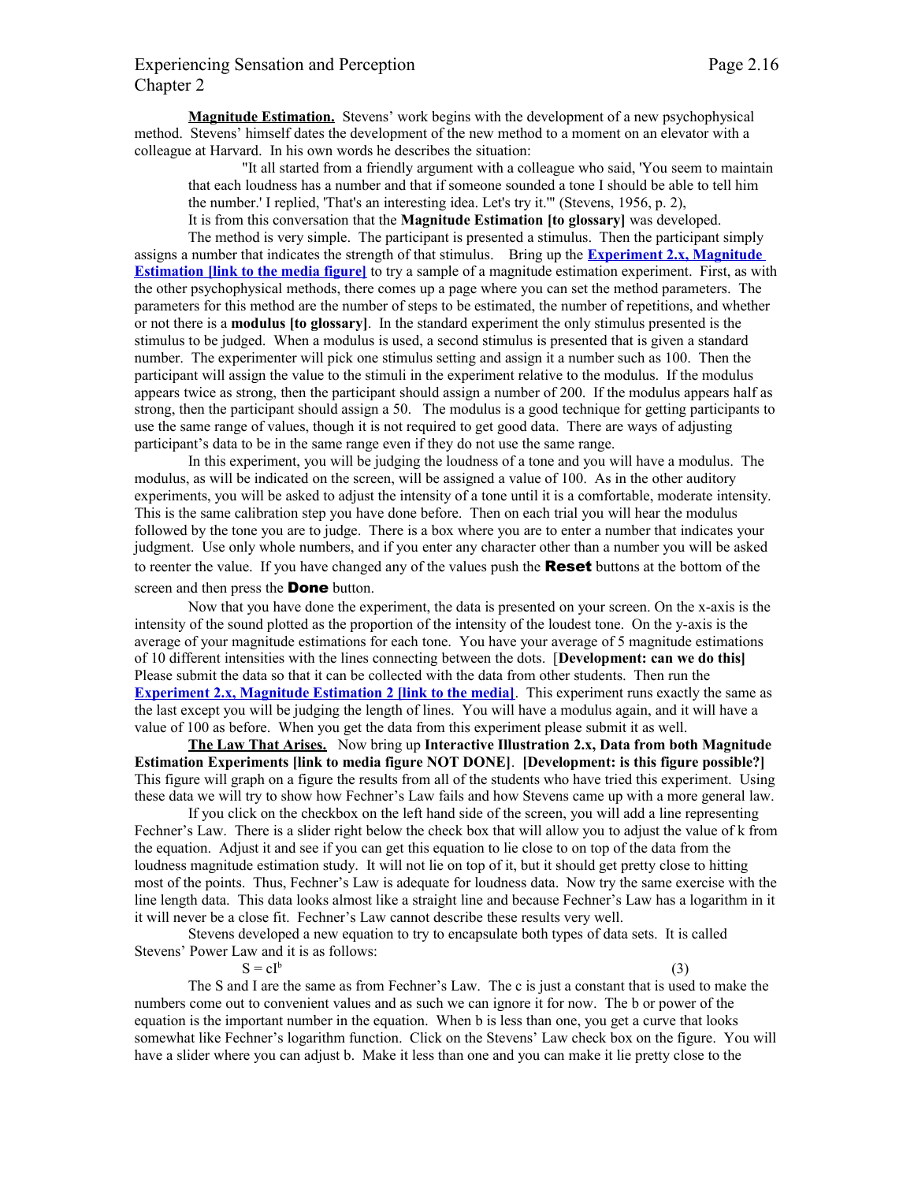**Magnitude Estimation.** Stevens' work begins with the development of a new psychophysical method. Stevens' himself dates the development of the new method to a moment on an elevator with a colleague at Harvard. In his own words he describes the situation:

> "It all started from a friendly argument with a colleague who said, 'You seem to maintain that each loudness has a number and that if someone sounded a tone I should be able to tell him the number.' I replied, 'That's an interesting idea. Let's try it.'" (Stevens, 1956, p. 2),

It is from this conversation that the **Magnitude Estimation [to glossary]** was developed.

The method is very simple. The participant is presented a stimulus. Then the participant simply assigns a number that indicates the strength of that stimulus. Bring up the **Experiment 2.x, Magnitude Estimation [link to the media figure]** to try a sample of a magnitude estimation experiment. First, as with the other psychophysical methods, there comes up a page where you can set the method parameters. The parameters for this method are the number of steps to be estimated, the number of repetitions, and whether or not there is a **modulus [to glossary]**. In the standard experiment the only stimulus presented is the stimulus to be judged. When a modulus is used, a second stimulus is presented that is given a standard number. The experimenter will pick one stimulus setting and assign it a number such as 100. Then the participant will assign the value to the stimuli in the experiment relative to the modulus. If the modulus appears twice as strong, then the participant should assign a number of 200. If the modulus appears half as strong, then the participant should assign a 50. The modulus is a good technique for getting participants to use the same range of values, though it is not required to get good data. There are ways of adjusting participant's data to be in the same range even if they do not use the same range.

In this experiment, you will be judging the loudness of a tone and you will have a modulus. The modulus, as will be indicated on the screen, will be assigned a value of 100. As in the other auditory experiments, you will be asked to adjust the intensity of a tone until it is a comfortable, moderate intensity. This is the same calibration step you have done before. Then on each trial you will hear the modulus followed by the tone you are to judge. There is a box where you are to enter a number that indicates your judgment. Use only whole numbers, and if you enter any character other than a number you will be asked to reenter the value. If you have changed any of the values push the **Reset** buttons at the bottom of the screen and then press the **Done** button.

Now that you have done the experiment, the data is presented on your screen. On the x-axis is the intensity of the sound plotted as the proportion of the intensity of the loudest tone. On the y-axis is the average of your magnitude estimations for each tone. You have your average of 5 magnitude estimations of 10 different intensities with the lines connecting between the dots. [**Development: can we do this]** Please submit the data so that it can be collected with the data from other students. Then run the **Experiment 2.x, Magnitude Estimation 2 [link to the media]**. This experiment runs exactly the same as the last except you will be judging the length of lines. You will have a modulus again, and it will have a value of 100 as before. When you get the data from this experiment please submit it as well.

**The Law That Arises.** Now bring up **Interactive Illustration 2.x, Data from both Magnitude Estimation Experiments [link to media figure NOT DONE]**. **[Development: is this figure possible?]** This figure will graph on a figure the results from all of the students who have tried this experiment. Using these data we will try to show how Fechner's Law fails and how Stevens came up with a more general law.

If you click on the checkbox on the left hand side of the screen, you will add a line representing Fechner's Law. There is a slider right below the check box that will allow you to adjust the value of k from the equation. Adjust it and see if you can get this equation to lie close to on top of the data from the loudness magnitude estimation study. It will not lie on top of it, but it should get pretty close to hitting most of the points. Thus, Fechner's Law is adequate for loudness data. Now try the same exercise with the line length data. This data looks almost like a straight line and because Fechner's Law has a logarithm in it it will never be a close fit. Fechner's Law cannot describe these results very well.

Stevens developed a new equation to try to encapsulate both types of data sets. It is called Stevens' Power Law and it is as follows:

$$S = cI^b \tag{3}$$

The S and I are the same as from Fechner's Law. The c is just a constant that is used to make the numbers come out to convenient values and as such we can ignore it for now. The b or power of the equation is the important number in the equation. When b is less than one, you get a curve that looks somewhat like Fechner's logarithm function. Click on the Stevens' Law check box on the figure. You will have a slider where you can adjust b. Make it less than one and you can make it lie pretty close to the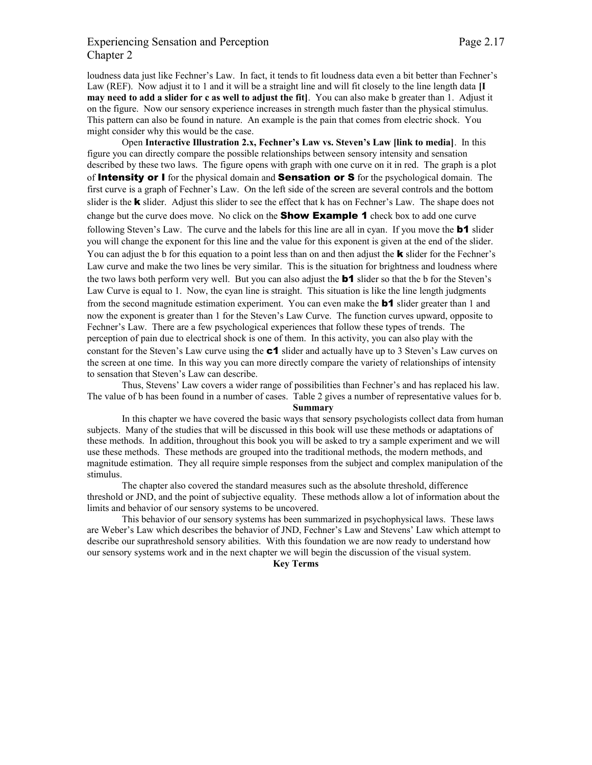loudness data just like Fechner's Law. In fact, it tends to fit loudness data even a bit better than Fechner's Law (REF). Now adjust it to 1 and it will be a straight line and will fit closely to the line length data **[I may need to add a slider for c as well to adjust the fit]**. You can also make b greater than 1. Adjust it on the figure. Now our sensory experience increases in strength much faster than the physical stimulus. This pattern can also be found in nature. An example is the pain that comes from electric shock. You might consider why this would be the case.

Open **Interactive Illustration 2.x, Fechner's Law vs. Steven's Law [link to media]**. In this figure you can directly compare the possible relationships between sensory intensity and sensation described by these two laws. The figure opens with graph with one curve on it in red. The graph is a plot of **Intensity or I** for the physical domain and **Sensation or S** for the psychological domain. The first curve is a graph of Fechner's Law. On the left side of the screen are several controls and the bottom slider is the **k** slider. Adjust this slider to see the effect that k has on Fechner's Law. The shape does not change but the curve does move. No click on the **Show Example 1** check box to add one curve following Steven's Law. The curve and the labels for this line are all in cyan. If you move the **b1** slider you will change the exponent for this line and the value for this exponent is given at the end of the slider. You can adjust the b for this equation to a point less than on and then adjust the **k** slider for the Fechner's Law curve and make the two lines be very similar. This is the situation for brightness and loudness where the two laws both perform very well. But you can also adjust the **b1** slider so that the b for the Steven's Law Curve is equal to 1. Now, the cyan line is straight. This situation is like the line length judgments from the second magnitude estimation experiment. You can even make the **b1** slider greater than 1 and now the exponent is greater than 1 for the Steven's Law Curve. The function curves upward, opposite to Fechner's Law. There are a few psychological experiences that follow these types of trends. The perception of pain due to electrical shock is one of them. In this activity, you can also play with the constant for the Steven's Law curve using the **c1** slider and actually have up to 3 Steven's Law curves on the screen at one time. In this way you can more directly compare the variety of relationships of intensity to sensation that Steven's Law can describe.

Thus, Stevens' Law covers a wider range of possibilities than Fechner's and has replaced his law. The value of b has been found in a number of cases. Table 2 gives a number of representative values for b.

## Summary

In this chapter we have covered the basic ways that sensory psychologists collect data from human subjects. Many of the studies that will be discussed in this book will use these methods or adaptations of these methods. In addition, throughout this book you will be asked to try a sample experiment and we will use these methods. These methods are grouped into the traditional methods, the modern methods, and magnitude estimation. They all require simple responses from the subject and complex manipulation of the stimulus.

The chapter also covered the standard measures such as the absolute threshold, difference threshold or JND, and the point of subjective equality. These methods allow a lot of information about the limits and behavior of our sensory systems to be uncovered.

This behavior of our sensory systems has been summarized in psychophysical laws. These laws are Weber's Law which describes the behavior of JND, Fechner's Law and Stevens' Law which attempt to describe our suprathreshold sensory abilities. With this foundation we are now ready to understand how our sensory systems work and in the next chapter we will begin the discussion of the visual system.

## Key Terms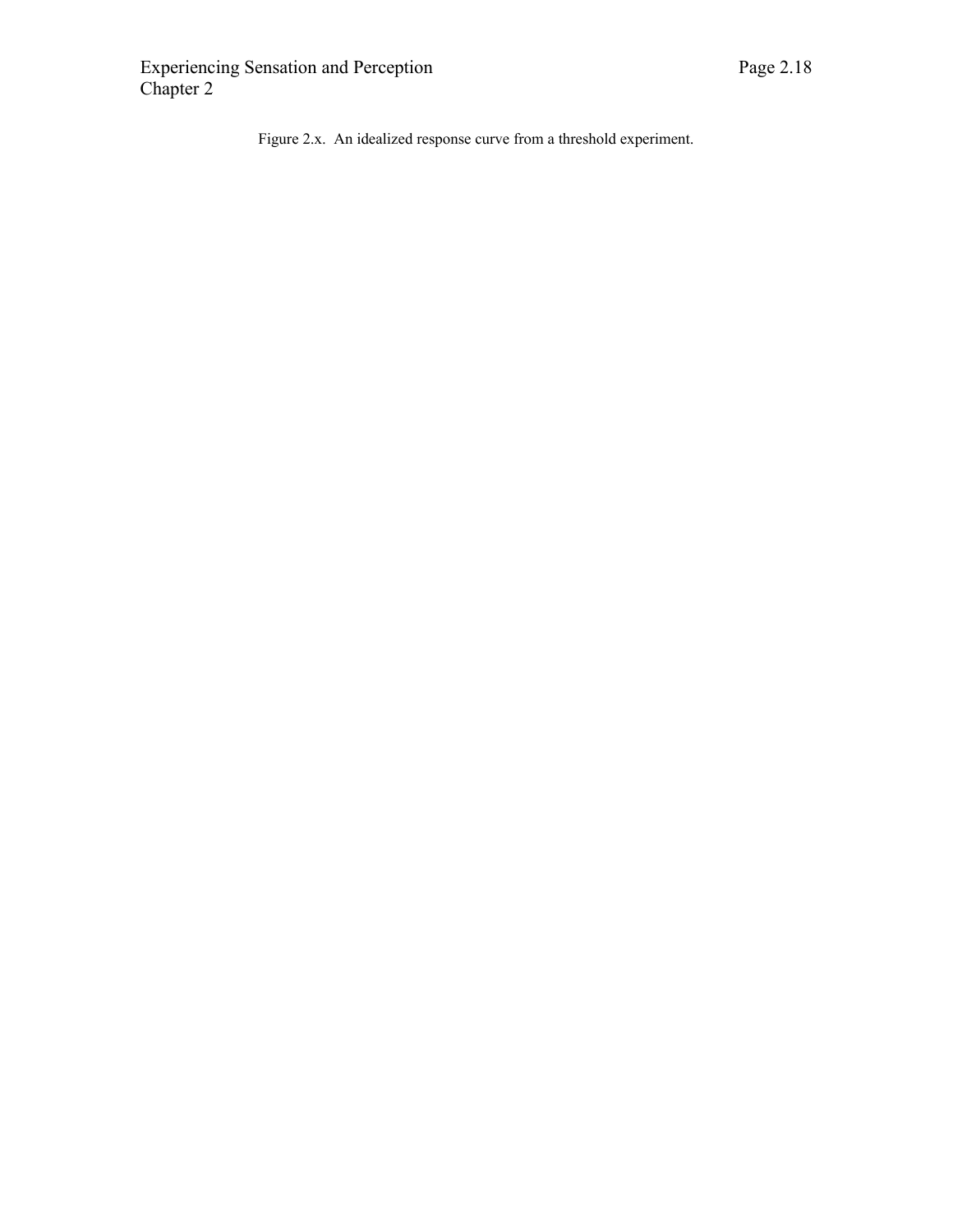Figure 2.x. An idealized response curve from a threshold experiment.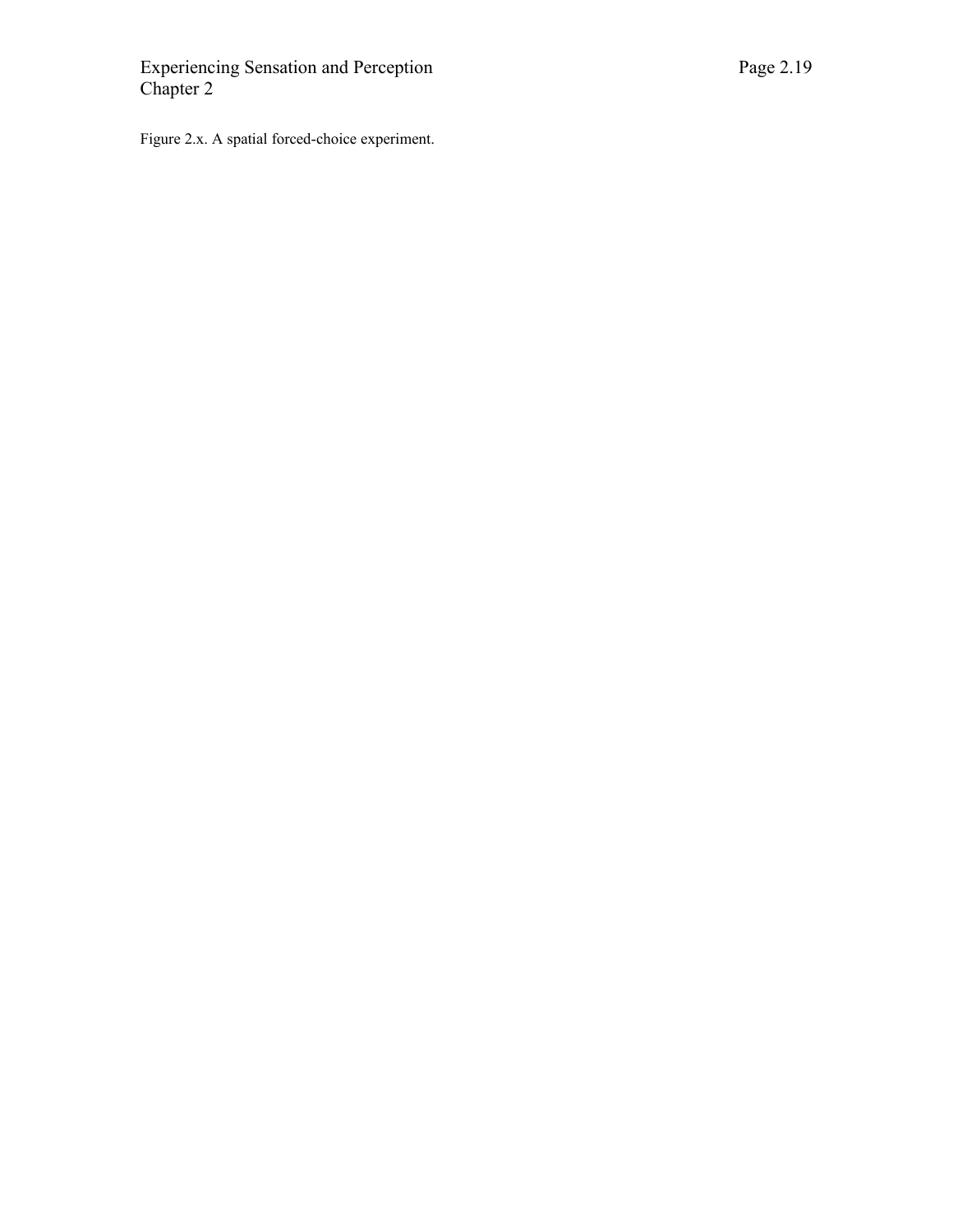Figure 2.x. A spatial forced-choice experiment.